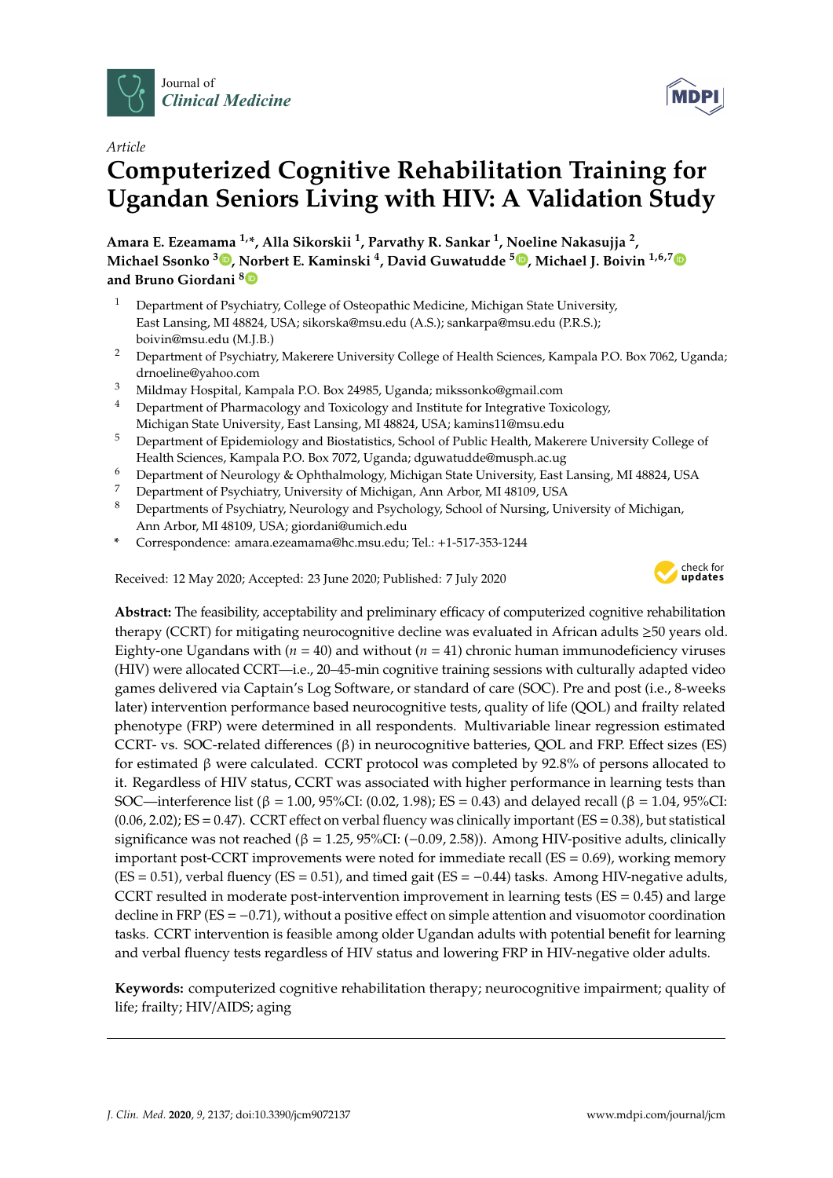Journal of *Clinical Medicine*

*Article*

# Computerized Cognitive Rehabilitation Training for Ugandan Seniors Living with HIV: A Validation Study

**Amara E. Ezeamama [1,*], Alla Sikorskii [1], Parvathy R. Sankar [1], Noeline Nakasujja [2], Michael Ssonko [3], Norbert E. Kaminski [4], David Guwatudde [5], Michael J. Boivin [1,6,7] and Bruno Giordani [8]**

1. Department of Psychiatry, College of Osteopathic Medicine, Michigan State University, East Lansing, MI 48824, USA; sikorska@msu.edu (A.S.); sankarpa@msu.edu (P.R.S.); boivin@msu.edu (M.J.B.)
2. Department of Psychiatry, Makerere University College of Health Sciences, Kampala P.O. Box 7062, Uganda; drnoeline@yahoo.com
3. Mildmay Hospital, Kampala P.O. Box 24985, Uganda; mikssonko@gmail.com
4. Department of Pharmacology and Toxicology and Institute for Integrative Toxicology, Michigan State University, East Lansing, MI 48824, USA; kamins11@msu.edu
5. Department of Epidemiology and Biostatistics, School of Public Health, Makerere University College of Health Sciences, Kampala P.O. Box 7072, Uganda; dguwatudde@musph.ac.ug
6. Department of Neurology & Ophthalmology, Michigan State University, East Lansing, MI 48824, USA
7. Department of Psychiatry, University of Michigan, Ann Arbor, MI 48109, USA
8. Departments of Psychiatry, Neurology and Psychology, School of Nursing, University of Michigan, Ann Arbor, MI 48109, USA; giordani@umich.edu

\* Correspondence: amara.ezeamama@hc.msu.edu; Tel.: +1-517-353-1244

Received: 12 May 2020; Accepted: 23 June 2020; Published: 7 July 2020

**Abstract:** The feasibility, acceptability and preliminary efficacy of computerized cognitive rehabilitation therapy (CCRT) for mitigating neurocognitive decline was evaluated in African adults ≥50 years old. Eighty-one Ugandans with ($n$ = 40) and without ($n$ = 41) chronic human immunodeficiency viruses (HIV) were allocated CCRT—i.e., 20–45-min cognitive training sessions with culturally adapted video games delivered via Captain's Log Software, or standard of care (SOC). Pre and post (i.e., 8-weeks later) intervention performance based neurocognitive tests, quality of life (QOL) and frailty related phenotype (FRP) were determined in all respondents. Multivariable linear regression estimated CCRT- vs. SOC-related differences (β) in neurocognitive batteries, QOL and FRP. Effect sizes (ES) for estimated β were calculated. CCRT protocol was completed by 92.8% of persons allocated to it. Regardless of HIV status, CCRT was associated with higher performance in learning tests than SOC—interference list (β = 1.00, 95%CI: (0.02, 1.98); ES = 0.43) and delayed recall (β = 1.04, 95%CI: (0.06, 2.02); ES = 0.47). CCRT effect on verbal fluency was clinically important (ES = 0.38), but statistical significance was not reached (β = 1.25, 95%CI: (−0.09, 2.58)). Among HIV-positive adults, clinically important post-CCRT improvements were noted for immediate recall (ES = 0.69), working memory (ES = 0.51), verbal fluency (ES = 0.51), and timed gait (ES = −0.44) tasks. Among HIV-negative adults, CCRT resulted in moderate post-intervention improvement in learning tests (ES = 0.45) and large decline in FRP (ES = −0.71), without a positive effect on simple attention and visuomotor coordination tasks. CCRT intervention is feasible among older Ugandan adults with potential benefit for learning and verbal fluency tests regardless of HIV status and lowering FRP in HIV-negative older adults.

**Keywords:** computerized cognitive rehabilitation therapy; neurocognitive impairment; quality of life; frailty; HIV/AIDS; aging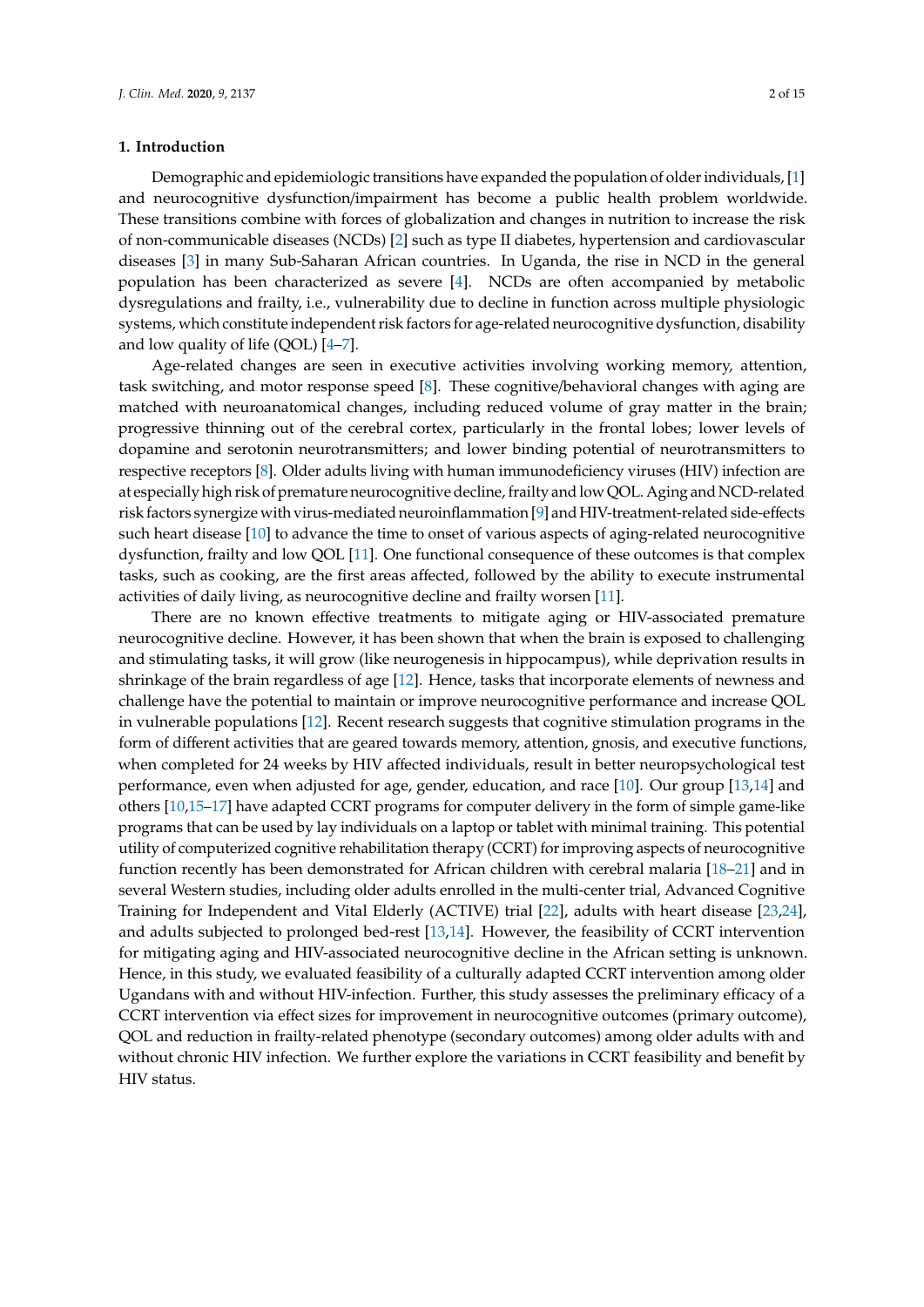## 1. Introduction

Demographic and epidemiologic transitions have expanded the population of older individuals, [1] and neurocognitive dysfunction/impairment has become a public health problem worldwide. These transitions combine with forces of globalization and changes in nutrition to increase the risk of non-communicable diseases (NCDs) [2] such as type II diabetes, hypertension and cardiovascular diseases [3] in many Sub-Saharan African countries. In Uganda, the rise in NCD in the general population has been characterized as severe [4]. NCDs are often accompanied by metabolic dysregulations and frailty, i.e., vulnerability due to decline in function across multiple physiologic systems, which constitute independent risk factors for age-related neurocognitive dysfunction, disability and low quality of life (QOL) [4–7].

Age-related changes are seen in executive activities involving working memory, attention, task switching, and motor response speed [8]. These cognitive/behavioral changes with aging are matched with neuroanatomical changes, including reduced volume of gray matter in the brain; progressive thinning out of the cerebral cortex, particularly in the frontal lobes; lower levels of dopamine and serotonin neurotransmitters; and lower binding potential of neurotransmitters to respective receptors [8]. Older adults living with human immunodeficiency viruses (HIV) infection are at especially high risk of premature neurocognitive decline, frailty and low QOL. Aging and NCD-related risk factors synergize with virus-mediated neuroinflammation [9] and HIV-treatment-related side-effects such heart disease [10] to advance the time to onset of various aspects of aging-related neurocognitive dysfunction, frailty and low QOL [11]. One functional consequence of these outcomes is that complex tasks, such as cooking, are the first areas affected, followed by the ability to execute instrumental activities of daily living, as neurocognitive decline and frailty worsen [11].

There are no known effective treatments to mitigate aging or HIV-associated premature neurocognitive decline. However, it has been shown that when the brain is exposed to challenging and stimulating tasks, it will grow (like neurogenesis in hippocampus), while deprivation results in shrinkage of the brain regardless of age [12]. Hence, tasks that incorporate elements of newness and challenge have the potential to maintain or improve neurocognitive performance and increase QOL in vulnerable populations [12]. Recent research suggests that cognitive stimulation programs in the form of different activities that are geared towards memory, attention, gnosis, and executive functions, when completed for 24 weeks by HIV affected individuals, result in better neuropsychological test performance, even when adjusted for age, gender, education, and race [10]. Our group [13,14] and others [10,15–17] have adapted CCRT programs for computer delivery in the form of simple game-like programs that can be used by lay individuals on a laptop or tablet with minimal training. This potential utility of computerized cognitive rehabilitation therapy (CCRT) for improving aspects of neurocognitive function recently has been demonstrated for African children with cerebral malaria [18–21] and in several Western studies, including older adults enrolled in the multi-center trial, Advanced Cognitive Training for Independent and Vital Elderly (ACTIVE) trial [22], adults with heart disease [23,24], and adults subjected to prolonged bed-rest [13,14]. However, the feasibility of CCRT intervention for mitigating aging and HIV-associated neurocognitive decline in the African setting is unknown. Hence, in this study, we evaluated feasibility of a culturally adapted CCRT intervention among older Ugandans with and without HIV-infection. Further, this study assesses the preliminary efficacy of a CCRT intervention via effect sizes for improvement in neurocognitive outcomes (primary outcome), QOL and reduction in frailty-related phenotype (secondary outcomes) among older adults with and without chronic HIV infection. We further explore the variations in CCRT feasibility and benefit by HIV status.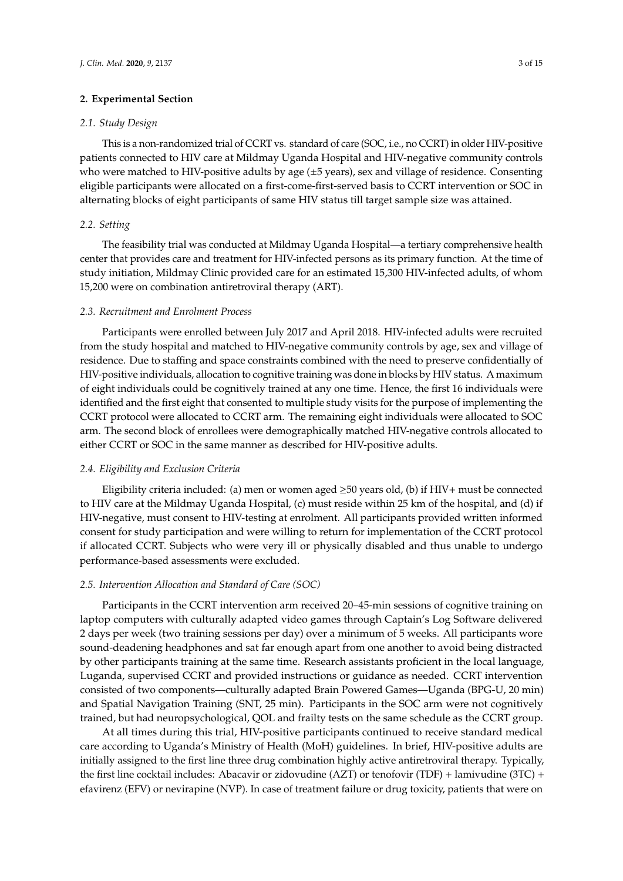## 2. Experimental Section

### 2.1. Study Design

This is a non-randomized trial of CCRT vs. standard of care (SOC, i.e., no CCRT) in older HIV-positive patients connected to HIV care at Mildmay Uganda Hospital and HIV-negative community controls who were matched to HIV-positive adults by age (±5 years), sex and village of residence. Consenting eligible participants were allocated on a first-come-first-served basis to CCRT intervention or SOC in alternating blocks of eight participants of same HIV status till target sample size was attained.

### 2.2. Setting

The feasibility trial was conducted at Mildmay Uganda Hospital—a tertiary comprehensive health center that provides care and treatment for HIV-infected persons as its primary function. At the time of study initiation, Mildmay Clinic provided care for an estimated 15,300 HIV-infected adults, of whom 15,200 were on combination antiretroviral therapy (ART).

### 2.3. Recruitment and Enrolment Process

Participants were enrolled between July 2017 and April 2018. HIV-infected adults were recruited from the study hospital and matched to HIV-negative community controls by age, sex and village of residence. Due to staffing and space constraints combined with the need to preserve confidentially of HIV-positive individuals, allocation to cognitive training was done in blocks by HIV status. A maximum of eight individuals could be cognitively trained at any one time. Hence, the first 16 individuals were identified and the first eight that consented to multiple study visits for the purpose of implementing the CCRT protocol were allocated to CCRT arm. The remaining eight individuals were allocated to SOC arm. The second block of enrollees were demographically matched HIV-negative controls allocated to either CCRT or SOC in the same manner as described for HIV-positive adults.

### 2.4. Eligibility and Exclusion Criteria

Eligibility criteria included: (a) men or women aged ≥50 years old, (b) if HIV+ must be connected to HIV care at the Mildmay Uganda Hospital, (c) must reside within 25 km of the hospital, and (d) if HIV-negative, must consent to HIV-testing at enrolment. All participants provided written informed consent for study participation and were willing to return for implementation of the CCRT protocol if allocated CCRT. Subjects who were very ill or physically disabled and thus unable to undergo performance-based assessments were excluded.

### 2.5. Intervention Allocation and Standard of Care (SOC)

Participants in the CCRT intervention arm received 20–45-min sessions of cognitive training on laptop computers with culturally adapted video games through Captain's Log Software delivered 2 days per week (two training sessions per day) over a minimum of 5 weeks. All participants wore sound-deadening headphones and sat far enough apart from one another to avoid being distracted by other participants training at the same time. Research assistants proficient in the local language, Luganda, supervised CCRT and provided instructions or guidance as needed. CCRT intervention consisted of two components—culturally adapted Brain Powered Games—Uganda (BPG-U, 20 min) and Spatial Navigation Training (SNT, 25 min). Participants in the SOC arm were not cognitively trained, but had neuropsychological, QOL and frailty tests on the same schedule as the CCRT group.

At all times during this trial, HIV-positive participants continued to receive standard medical care according to Uganda's Ministry of Health (MoH) guidelines. In brief, HIV-positive adults are initially assigned to the first line three drug combination highly active antiretroviral therapy. Typically, the first line cocktail includes: Abacavir or zidovudine (AZT) or tenofovir (TDF) + lamivudine (3TC) + efavirenz (EFV) or nevirapine (NVP). In case of treatment failure or drug toxicity, patients that were on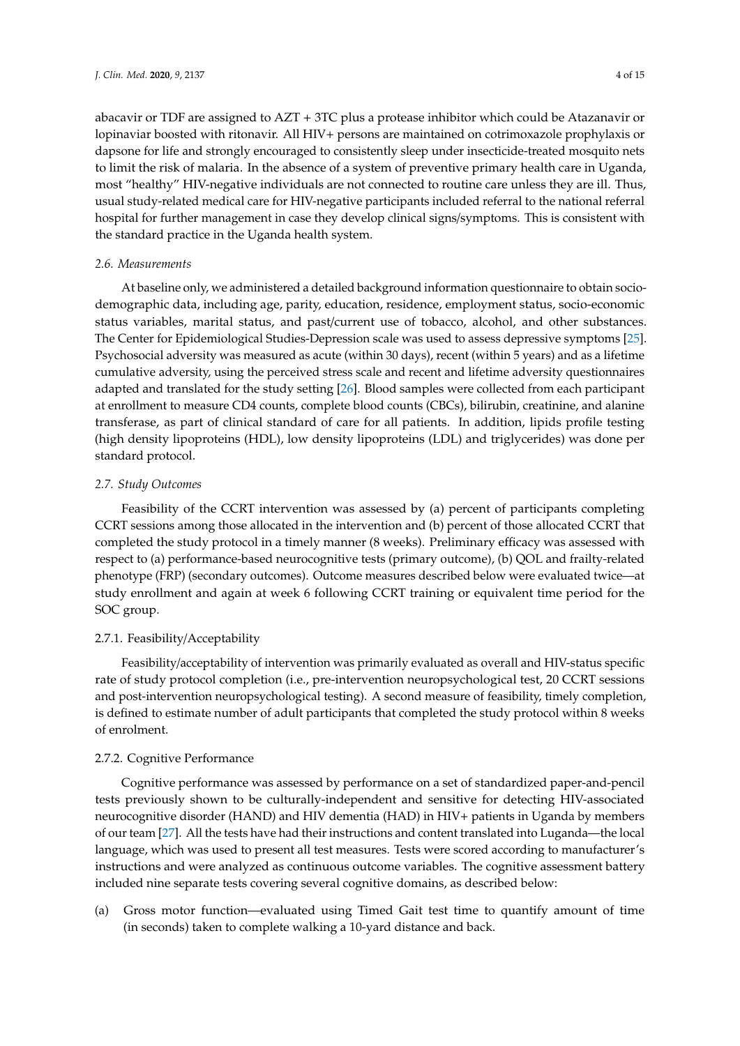abacavir or TDF are assigned to AZT + 3TC plus a protease inhibitor which could be Atazanavir or lopinaviar boosted with ritonavir. All HIV+ persons are maintained on cotrimoxazole prophylaxis or dapsone for life and strongly encouraged to consistently sleep under insecticide-treated mosquito nets to limit the risk of malaria. In the absence of a system of preventive primary health care in Uganda, most "healthy" HIV-negative individuals are not connected to routine care unless they are ill. Thus, usual study-related medical care for HIV-negative participants included referral to the national referral hospital for further management in case they develop clinical signs/symptoms. This is consistent with the standard practice in the Uganda health system.

### *2.6. Measurements*

At baseline only, we administered a detailed background information questionnaire to obtain socio-demographic data, including age, parity, education, residence, employment status, socio-economic status variables, marital status, and past/current use of tobacco, alcohol, and other substances. The Center for Epidemiological Studies-Depression scale was used to assess depressive symptoms [25]. Psychosocial adversity was measured as acute (within 30 days), recent (within 5 years) and as a lifetime cumulative adversity, using the perceived stress scale and recent and lifetime adversity questionnaires adapted and translated for the study setting [26]. Blood samples were collected from each participant at enrollment to measure CD4 counts, complete blood counts (CBCs), bilirubin, creatinine, and alanine transferase, as part of clinical standard of care for all patients. In addition, lipids profile testing (high density lipoproteins (HDL), low density lipoproteins (LDL) and triglycerides) was done per standard protocol.

### *2.7. Study Outcomes*

Feasibility of the CCRT intervention was assessed by (a) percent of participants completing CCRT sessions among those allocated in the intervention and (b) percent of those allocated CCRT that completed the study protocol in a timely manner (8 weeks). Preliminary efficacy was assessed with respect to (a) performance-based neurocognitive tests (primary outcome), (b) QOL and frailty-related phenotype (FRP) (secondary outcomes). Outcome measures described below were evaluated twice—at study enrollment and again at week 6 following CCRT training or equivalent time period for the SOC group.

#### 2.7.1. Feasibility/Acceptability

Feasibility/acceptability of intervention was primarily evaluated as overall and HIV-status specific rate of study protocol completion (i.e., pre-intervention neuropsychological test, 20 CCRT sessions and post-intervention neuropsychological testing). A second measure of feasibility, timely completion, is defined to estimate number of adult participants that completed the study protocol within 8 weeks of enrolment.

#### 2.7.2. Cognitive Performance

Cognitive performance was assessed by performance on a set of standardized paper-and-pencil tests previously shown to be culturally-independent and sensitive for detecting HIV-associated neurocognitive disorder (HAND) and HIV dementia (HAD) in HIV+ patients in Uganda by members of our team [27]. All the tests have had their instructions and content translated into Luganda—the local language, which was used to present all test measures. Tests were scored according to manufacturer's instructions and were analyzed as continuous outcome variables. The cognitive assessment battery included nine separate tests covering several cognitive domains, as described below:

(a) Gross motor function—evaluated using Timed Gait test time to quantify amount of time (in seconds) taken to complete walking a 10-yard distance and back.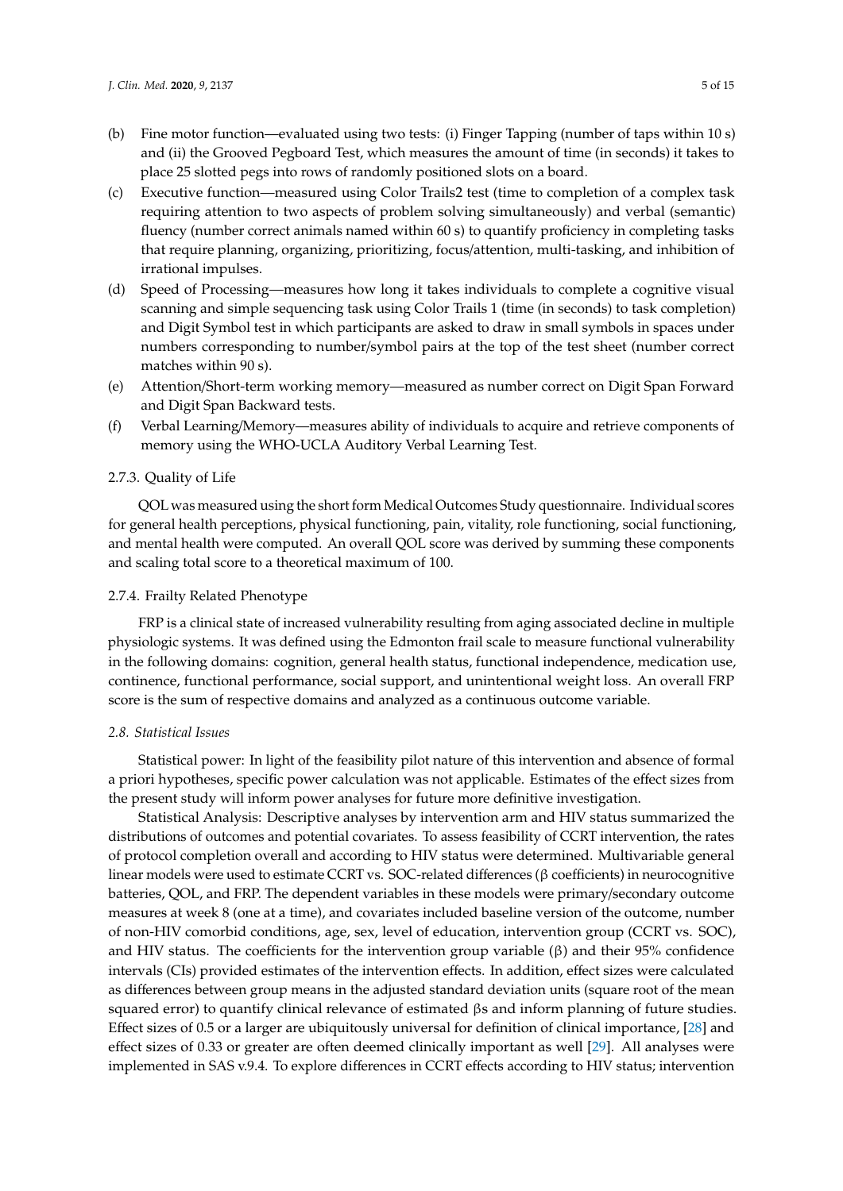(b) Fine motor function—evaluated using two tests: (i) Finger Tapping (number of taps within 10 s) and (ii) the Grooved Pegboard Test, which measures the amount of time (in seconds) it takes to place 25 slotted pegs into rows of randomly positioned slots on a board.

(c) Executive function—measured using Color Trails2 test (time to completion of a complex task requiring attention to two aspects of problem solving simultaneously) and verbal (semantic) fluency (number correct animals named within 60 s) to quantify proficiency in completing tasks that require planning, organizing, prioritizing, focus/attention, multi-tasking, and inhibition of irrational impulses.

(d) Speed of Processing—measures how long it takes individuals to complete a cognitive visual scanning and simple sequencing task using Color Trails 1 (time (in seconds) to task completion) and Digit Symbol test in which participants are asked to draw in small symbols in spaces under numbers corresponding to number/symbol pairs at the top of the test sheet (number correct matches within 90 s).

(e) Attention/Short-term working memory—measured as number correct on Digit Span Forward and Digit Span Backward tests.

(f) Verbal Learning/Memory—measures ability of individuals to acquire and retrieve components of memory using the WHO-UCLA Auditory Verbal Learning Test.

#### 2.7.3. Quality of Life

QOL was measured using the short form Medical Outcomes Study questionnaire. Individual scores for general health perceptions, physical functioning, pain, vitality, role functioning, social functioning, and mental health were computed. An overall QOL score was derived by summing these components and scaling total score to a theoretical maximum of 100.

#### 2.7.4. Frailty Related Phenotype

FRP is a clinical state of increased vulnerability resulting from aging associated decline in multiple physiologic systems. It was defined using the Edmonton frail scale to measure functional vulnerability in the following domains: cognition, general health status, functional independence, medication use, continence, functional performance, social support, and unintentional weight loss. An overall FRP score is the sum of respective domains and analyzed as a continuous outcome variable.

### *2.8. Statistical Issues*

Statistical power: In light of the feasibility pilot nature of this intervention and absence of formal a priori hypotheses, specific power calculation was not applicable. Estimates of the effect sizes from the present study will inform power analyses for future more definitive investigation.

Statistical Analysis: Descriptive analyses by intervention arm and HIV status summarized the distributions of outcomes and potential covariates. To assess feasibility of CCRT intervention, the rates of protocol completion overall and according to HIV status were determined. Multivariable general linear models were used to estimate CCRT vs. SOC-related differences ($\beta$ coefficients) in neurocognitive batteries, QOL, and FRP. The dependent variables in these models were primary/secondary outcome measures at week 8 (one at a time), and covariates included baseline version of the outcome, number of non-HIV comorbid conditions, age, sex, level of education, intervention group (CCRT vs. SOC), and HIV status. The coefficients for the intervention group variable ($\beta$) and their 95% confidence intervals (CIs) provided estimates of the intervention effects. In addition, effect sizes were calculated as differences between group means in the adjusted standard deviation units (square root of the mean squared error) to quantify clinical relevance of estimated $\beta$s and inform planning of future studies. Effect sizes of 0.5 or a larger are ubiquitously universal for definition of clinical importance, [28] and effect sizes of 0.33 or greater are often deemed clinically important as well [29]. All analyses were implemented in SAS v.9.4. To explore differences in CCRT effects according to HIV status; intervention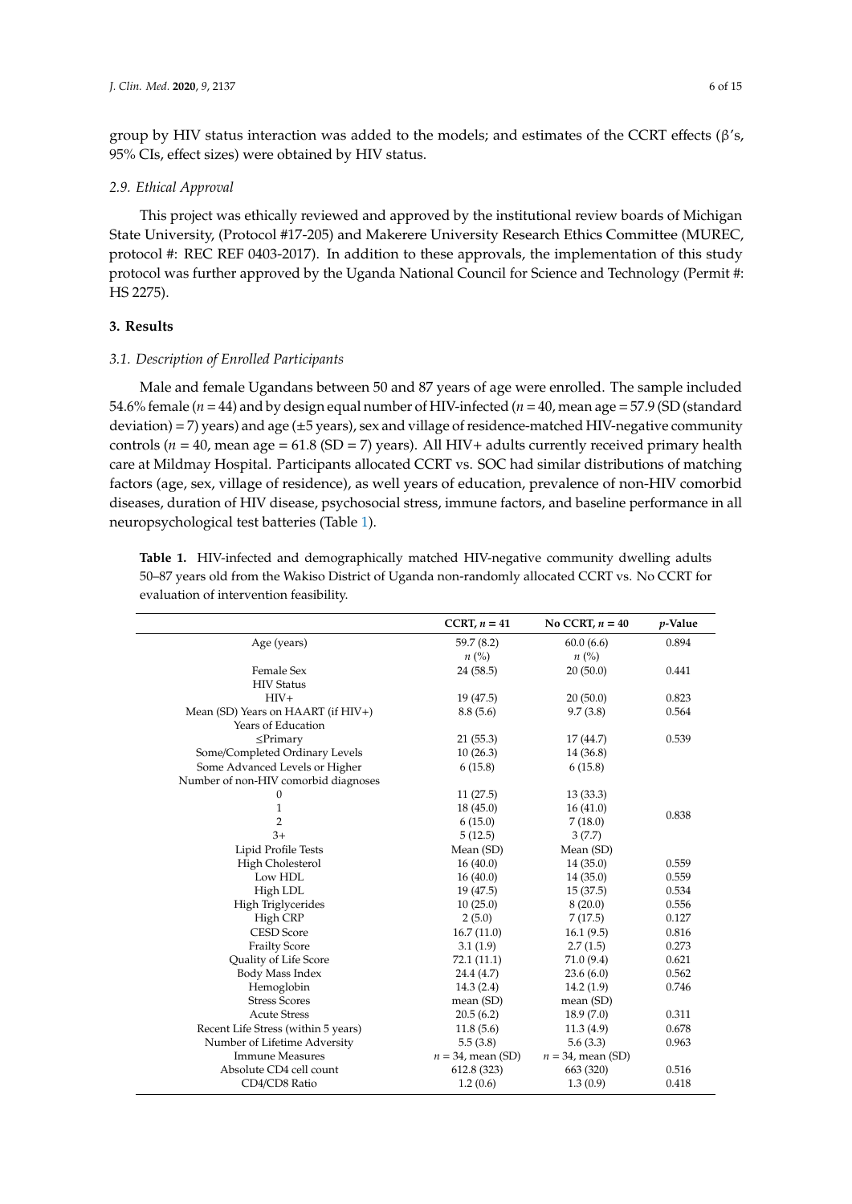group by HIV status interaction was added to the models; and estimates of the CCRT effects (β's, 95% CIs, effect sizes) were obtained by HIV status.

### 2.9. Ethical Approval

This project was ethically reviewed and approved by the institutional review boards of Michigan State University, (Protocol #17-205) and Makerere University Research Ethics Committee (MUREC, protocol #: REC REF 0403-2017). In addition to these approvals, the implementation of this study protocol was further approved by the Uganda National Council for Science and Technology (Permit #: HS 2275).

## 3. Results

### 3.1. Description of Enrolled Participants

Male and female Ugandans between 50 and 87 years of age were enrolled. The sample included 54.6% female ($n = 44$) and by design equal number of HIV-infected ($n = 40$, mean age = 57.9 (SD (standard deviation) = 7) years) and age (±5 years), sex and village of residence-matched HIV-negative community controls ($n = 40$, mean age = 61.8 (SD = 7) years). All HIV+ adults currently received primary health care at Mildmay Hospital. Participants allocated CCRT vs. SOC had similar distributions of matching factors (age, sex, village of residence), as well years of education, prevalence of non-HIV comorbid diseases, duration of HIV disease, psychosocial stress, immune factors, and baseline performance in all neuropsychological test batteries (Table 1).

**Table 1.** HIV-infected and demographically matched HIV-negative community dwelling adults 50–87 years old from the Wakiso District of Uganda non-randomly allocated CCRT vs. No CCRT for evaluation of intervention feasibility.

| | CCRT, $n = 41$ | No CCRT, $n = 40$ | $p$-Value |
|---|---|---|---|
| Age (years) | 59.7 (8.2) | 60.0 (6.6) | 0.894 |
| | $n$ (%) | $n$ (%) | |
| Female Sex | 24 (58.5) | 20 (50.0) | 0.441 |
| HIV Status | | | |
| HIV+ | 19 (47.5) | 20 (50.0) | 0.823 |
| Mean (SD) Years on HAART (if HIV+) | 8.8 (5.6) | 9.7 (3.8) | 0.564 |
| Years of Education | | | |
| ≤Primary | 21 (55.3) | 17 (44.7) | 0.539 |
| Some/Completed Ordinary Levels | 10 (26.3) | 14 (36.8) | |
| Some Advanced Levels or Higher | 6 (15.8) | 6 (15.8) | |
| Number of non-HIV comorbid diagnoses | | | |
| 0 | 11 (27.5) | 13 (33.3) | 0.838 |
| 1 | 18 (45.0) | 16 (41.0) | |
| 2 | 6 (15.0) | 7 (18.0) | |
| 3+ | 5 (12.5) | 3 (7.7) | |
| Lipid Profile Tests | Mean (SD) | Mean (SD) | |
| High Cholesterol | 16 (40.0) | 14 (35.0) | 0.559 |
| Low HDL | 16 (40.0) | 14 (35.0) | 0.559 |
| High LDL | 19 (47.5) | 15 (37.5) | 0.534 |
| High Triglycerides | 10 (25.0) | 8 (20.0) | 0.556 |
| High CRP | 2 (5.0) | 7 (17.5) | 0.127 |
| CESD Score | 16.7 (11.0) | 16.1 (9.5) | 0.816 |
| Frailty Score | 3.1 (1.9) | 2.7 (1.5) | 0.273 |
| Quality of Life Score | 72.1 (11.1) | 71.0 (9.4) | 0.621 |
| Body Mass Index | 24.4 (4.7) | 23.6 (6.0) | 0.562 |
| Hemoglobin | 14.3 (2.4) | 14.2 (1.9) | 0.746 |
| Stress Scores | mean (SD) | mean (SD) | |
| Acute Stress | 20.5 (6.2) | 18.9 (7.0) | 0.311 |
| Recent Life Stress (within 5 years) | 11.8 (5.6) | 11.3 (4.9) | 0.678 |
| Number of Lifetime Adversity | 5.5 (3.8) | 5.6 (3.3) | 0.963 |
| Immune Measures | $n = 34$, mean (SD) | $n = 34$, mean (SD) | |
| Absolute CD4 cell count | 612.8 (323) | 663 (320) | 0.516 |
| CD4/CD8 Ratio | 1.2 (0.6) | 1.3 (0.9) | 0.418 |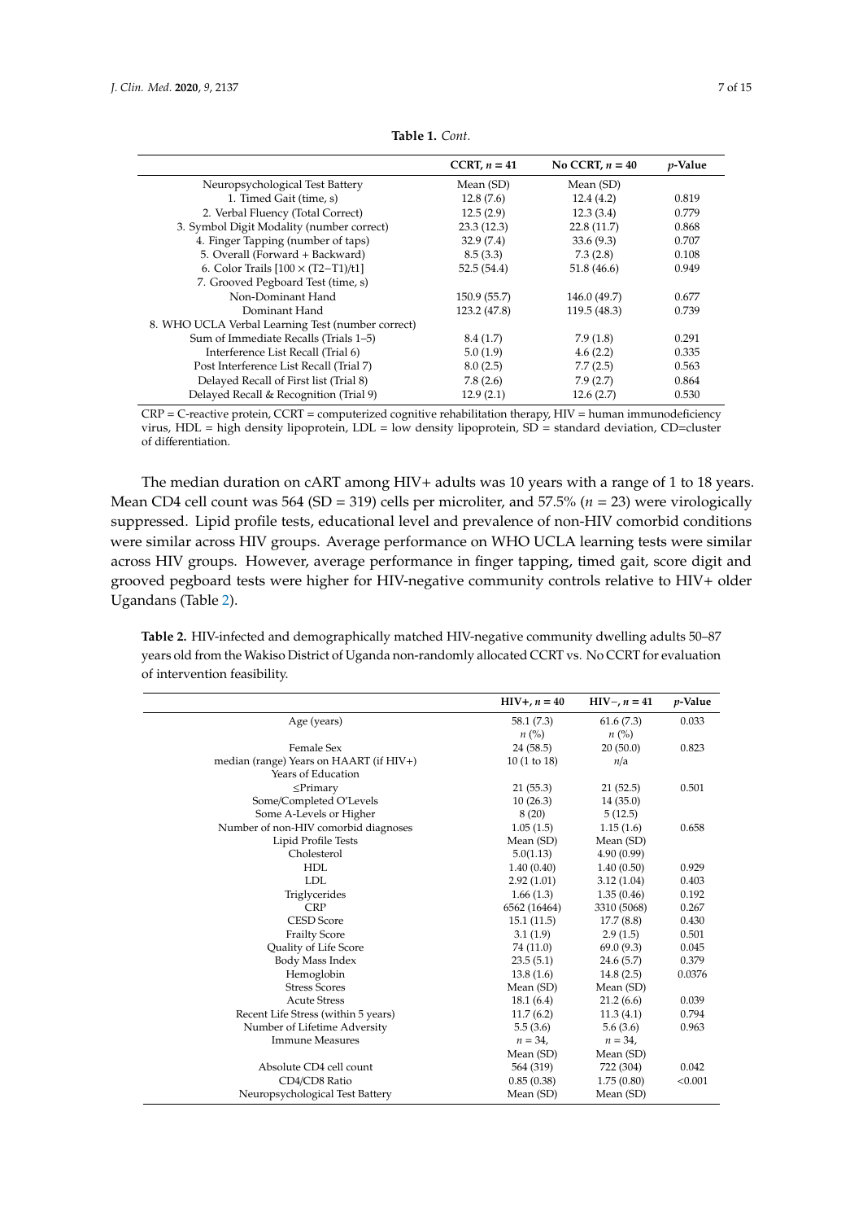**Table 1.** *Cont.*

| | CCRT, $n = 41$ | No CCRT, $n = 40$ | *p*-Value |
|---|---|---|---|
| Neuropsychological Test Battery | Mean (SD) | Mean (SD) | |
| 1. Timed Gait (time, s) | 12.8 (7.6) | 12.4 (4.2) | 0.819 |
| 2. Verbal Fluency (Total Correct) | 12.5 (2.9) | 12.3 (3.4) | 0.779 |
| 3. Symbol Digit Modality (number correct) | 23.3 (12.3) | 22.8 (11.7) | 0.868 |
| 4. Finger Tapping (number of taps) | 32.9 (7.4) | 33.6 (9.3) | 0.707 |
| 5. Overall (Forward + Backward) | 8.5 (3.3) | 7.3 (2.8) | 0.108 |
| 6. Color Trails [$100 \times (T2-T1)/t1$] | 52.5 (54.4) | 51.8 (46.6) | 0.949 |
| 7. Grooved Pegboard Test (time, s) | | | |
| Non-Dominant Hand | 150.9 (55.7) | 146.0 (49.7) | 0.677 |
| Dominant Hand | 123.2 (47.8) | 119.5 (48.3) | 0.739 |
| 8. WHO UCLA Verbal Learning Test (number correct) | | | |
| Sum of Immediate Recalls (Trials 1–5) | 8.4 (1.7) | 7.9 (1.8) | 0.291 |
| Interference List Recall (Trial 6) | 5.0 (1.9) | 4.6 (2.2) | 0.335 |
| Post Interference List Recall (Trial 7) | 8.0 (2.5) | 7.7 (2.5) | 0.563 |
| Delayed Recall of First list (Trial 8) | 7.8 (2.6) | 7.9 (2.7) | 0.864 |
| Delayed Recall & Recognition (Trial 9) | 12.9 (2.1) | 12.6 (2.7) | 0.530 |

CRP = C-reactive protein, CCRT = computerized cognitive rehabilitation therapy, HIV = human immunodeficiency virus, HDL = high density lipoprotein, LDL = low density lipoprotein, SD = standard deviation, CD=cluster of differentiation.

The median duration on cART among HIV+ adults was 10 years with a range of 1 to 18 years. Mean CD4 cell count was 564 (SD = 319) cells per microliter, and 57.5% ($n = 23$) were virologically suppressed. Lipid profile tests, educational level and prevalence of non-HIV comorbid conditions were similar across HIV groups. Average performance on WHO UCLA learning tests were similar across HIV groups. However, average performance in finger tapping, timed gait, score digit and grooved pegboard tests were higher for HIV-negative community controls relative to HIV+ older Ugandans (Table 2).

**Table 2.** HIV-infected and demographically matched HIV-negative community dwelling adults 50–87 years old from the Wakiso District of Uganda non-randomly allocated CCRT vs. No CCRT for evaluation of intervention feasibility.

| | HIV+, $n = 40$ | HIV−, $n = 41$ | *p*-Value |
|---|---|---|---|
| Age (years) | 58.1 (7.3) | 61.6 (7.3) | 0.033 |
| | *n* (%) | *n* (%) | |
| Female Sex | 24 (58.5) | 20 (50.0) | 0.823 |
| median (range) Years on HAART (if HIV+) | 10 (1 to 18) | *n*/a | |
| Years of Education | | | |
| ≤Primary | 21 (55.3) | 21 (52.5) | 0.501 |
| Some/Completed O'Levels | 10 (26.3) | 14 (35.0) | |
| Some A-Levels or Higher | 8 (20) | 5 (12.5) | |
| Number of non-HIV comorbid diagnoses | 1.05 (1.5) | 1.15 (1.6) | 0.658 |
| Lipid Profile Tests | Mean (SD) | Mean (SD) | |
| Cholesterol | 5.0(1.13) | 4.90 (0.99) | |
| HDL | 1.40 (0.40) | 1.40 (0.50) | 0.929 |
| LDL | 2.92 (1.01) | 3.12 (1.04) | 0.403 |
| Triglycerides | 1.66 (1.3) | 1.35 (0.46) | 0.192 |
| CRP | 6562 (16464) | 3310 (5068) | 0.267 |
| CESD Score | 15.1 (11.5) | 17.7 (8.8) | 0.430 |
| Frailty Score | 3.1 (1.9) | 2.9 (1.5) | 0.501 |
| Quality of Life Score | 74 (11.0) | 69.0 (9.3) | 0.045 |
| Body Mass Index | 23.5 (5.1) | 24.6 (5.7) | 0.379 |
| Hemoglobin | 13.8 (1.6) | 14.8 (2.5) | 0.0376 |
| Stress Scores | Mean (SD) | Mean (SD) | |
| Acute Stress | 18.1 (6.4) | 21.2 (6.6) | 0.039 |
| Recent Life Stress (within 5 years) | 11.7 (6.2) | 11.3 (4.1) | 0.794 |
| Number of Lifetime Adversity | 5.5 (3.6) | 5.6 (3.6) | 0.963 |
| Immune Measures | $n = 34$, | $n = 34$, | |
| | Mean (SD) | Mean (SD) | |
| Absolute CD4 cell count | 564 (319) | 722 (304) | 0.042 |
| CD4/CD8 Ratio | 0.85 (0.38) | 1.75 (0.80) | <0.001 |
| Neuropsychological Test Battery | Mean (SD) | Mean (SD) | |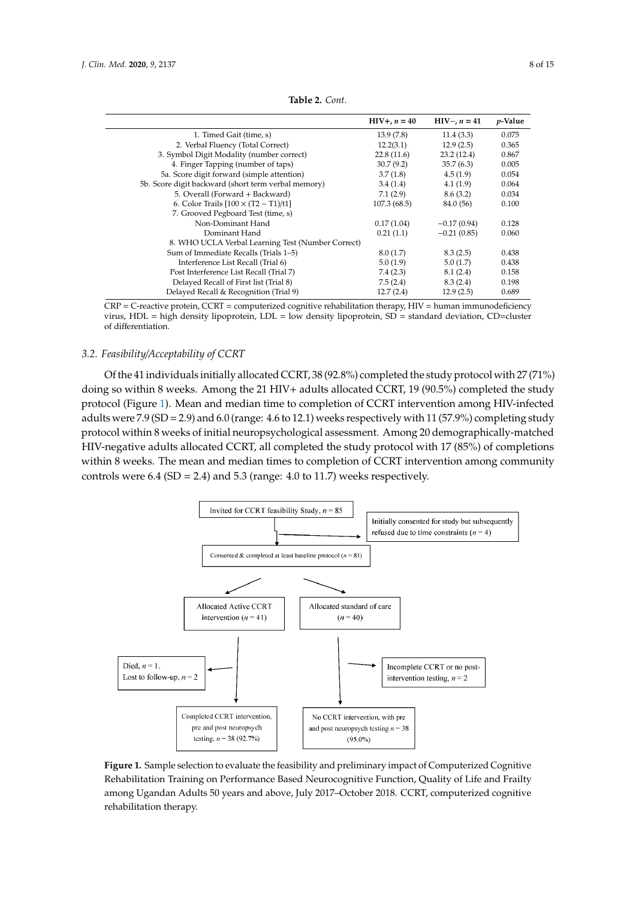**Table 2.** *Cont.*

| | HIV+, $n = 40$ | HIV−, $n = 41$ | $p$-Value |
|---|---|---|---|
| 1. Timed Gait (time, s) | 13.9 (7.8) | 11.4 (3.3) | 0.075 |
| 2. Verbal Fluency (Total Correct) | 12.2(3.1) | 12.9 (2.5) | 0.365 |
| 3. Symbol Digit Modality (number correct) | 22.8 (11.6) | 23.2 (12.4) | 0.867 |
| 4. Finger Tapping (number of taps) | 30.7 (9.2) | 35.7 (6.3) | 0.005 |
| 5a. Score digit forward (simple attention) | 3.7 (1.8) | 4.5 (1.9) | 0.054 |
| 5b. Score digit backward (short term verbal memory) | 3.4 (1.4) | 4.1 (1.9) | 0.064 |
| 5. Overall (Forward + Backward) | 7.1 (2.9) | 8.6 (3.2) | 0.034 |
| 6. Color Trails [$100 \times (T2 - T1)/t1$] | 107.3 (68.5) | 84.0 (56) | 0.100 |
| 7. Grooved Pegboard Test (time, s) | | | |
| Non-Dominant Hand | 0.17 (1.04) | −0.17 (0.94) | 0.128 |
| Dominant Hand | 0.21 (1.1) | −0.21 (0.85) | 0.060 |
| 8. WHO UCLA Verbal Learning Test (Number Correct) | | | |
| Sum of Immediate Recalls (Trials 1–5) | 8.0 (1.7) | 8.3 (2.5) | 0.438 |
| Interference List Recall (Trial 6) | 5.0 (1.9) | 5.0 (1.7) | 0.438 |
| Post Interference List Recall (Trial 7) | 7.4 (2.3) | 8.1 (2.4) | 0.158 |
| Delayed Recall of First list (Trial 8) | 7.5 (2.4) | 8.3 (2.4) | 0.198 |
| Delayed Recall & Recognition (Trial 9) | 12.7 (2.4) | 12.9 (2.5) | 0.689 |

CRP = C-reactive protein, CCRT = computerized cognitive rehabilitation therapy, HIV = human immunodeficiency virus, HDL = high density lipoprotein, LDL = low density lipoprotein, SD = standard deviation, CD=cluster of differentiation.

### 3.2. Feasibility/Acceptability of CCRT

Of the 41 individuals initially allocated CCRT, 38 (92.8%) completed the study protocol with 27 (71%) doing so within 8 weeks. Among the 21 HIV+ adults allocated CCRT, 19 (90.5%) completed the study protocol (Figure 1). Mean and median time to completion of CCRT intervention among HIV-infected adults were 7.9 (SD = 2.9) and 6.0 (range: 4.6 to 12.1) weeks respectively with 11 (57.9%) completing study protocol within 8 weeks of initial neuropsychological assessment. Among 20 demographically-matched HIV-negative adults allocated CCRT, all completed the study protocol with 17 (85%) of completions within 8 weeks. The mean and median times to completion of CCRT intervention among community controls were 6.4 (SD = 2.4) and 5.3 (range: 4.0 to 11.7) weeks respectively.

Invited for CCRT feasibility Study, $n = 85$

Initially consented for study but subsequently refused due to time constraints ($n = 4$)

Consented & completed at least baseline protocol ($n = 81$)

Allocated Active CCRT intervention ($n = 41$)

Allocated standard of care ($n = 40$)

Died, $n = 1$. Lost to follow-up, $n = 2$

Incomplete CCRT or no post-intervention testing, $n = 2$

Completed CCRT intervention, pre and post neuropsych testing, $n = 38$ (92.7%)

No CCRT intervention, with pre and post neuropsych testing $n = 38$ (95.0%)

**Figure 1.** Sample selection to evaluate the feasibility and preliminary impact of Computerized Cognitive Rehabilitation Training on Performance Based Neurocognitive Function, Quality of Life and Frailty among Ugandan Adults 50 years and above, July 2017–October 2018. CCRT, computerized cognitive rehabilitation therapy.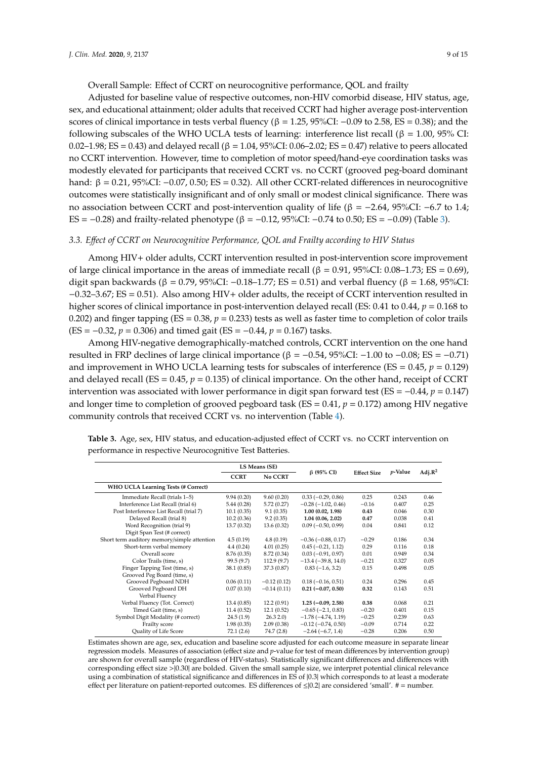Overall Sample: Effect of CCRT on neurocognitive performance, QOL and frailty

Adjusted for baseline value of respective outcomes, non-HIV comorbid disease, HIV status, age, sex, and educational attainment; older adults that received CCRT had higher average post-intervention scores of clinical importance in tests verbal fluency (β = 1.25, 95%CI: −0.09 to 2.58, ES = 0.38); and the following subscales of the WHO UCLA tests of learning: interference list recall (β = 1.00, 95% CI: 0.02–1.98; ES = 0.43) and delayed recall (β = 1.04, 95%CI: 0.06–2.02; ES = 0.47) relative to peers allocated no CCRT intervention. However, time to completion of motor speed/hand-eye coordination tasks was modestly elevated for participants that received CCRT vs. no CCRT (grooved peg-board dominant hand: β = 0.21, 95%CI: −0.07, 0.50; ES = 0.32). All other CCRT-related differences in neurocognitive outcomes were statistically insignificant and of only small or modest clinical significance. There was no association between CCRT and post-intervention quality of life (β = −2.64, 95%CI: −6.7 to 1.4; ES = −0.28) and frailty-related phenotype (β = −0.12, 95%CI: −0.74 to 0.50; ES = −0.09) (Table 3).

### 3.3. Effect of CCRT on Neurocognitive Performance, QOL and Frailty according to HIV Status

Among HIV+ older adults, CCRT intervention resulted in post-intervention score improvement of large clinical importance in the areas of immediate recall (β = 0.91, 95%CI: 0.08–1.73; ES = 0.69), digit span backwards (β = 0.79, 95%CI: −0.18–1.77; ES = 0.51) and verbal fluency (β = 1.68, 95%CI: −0.32–3.67; ES = 0.51). Also among HIV+ older adults, the receipt of CCRT intervention resulted in higher scores of clinical importance in post-intervention delayed recall (ES: 0.41 to 0.44, $p$ = 0.168 to 0.202) and finger tapping (ES = 0.38, $p$ = 0.233) tests as well as faster time to completion of color trails (ES = −0.32, $p$ = 0.306) and timed gait (ES = −0.44, $p$ = 0.167) tasks.

Among HIV-negative demographically-matched controls, CCRT intervention on the one hand resulted in FRP declines of large clinical importance (β = −0.54, 95%CI: −1.00 to −0.08; ES = −0.71) and improvement in WHO UCLA learning tests for subscales of interference (ES = 0.45, $p$ = 0.129) and delayed recall (ES = 0.45, $p$ = 0.135) of clinical importance. On the other hand, receipt of CCRT intervention was associated with lower performance in digit span forward test (ES = −0.44, $p$ = 0.147) and longer time to completion of grooved pegboard task (ES = 0.41, $p$ = 0.172) among HIV negative community controls that received CCRT vs. no intervention (Table 4).

**Table 3.** Age, sex, HIV status, and education-adjusted effect of CCRT vs. no CCRT intervention on performance in respective Neurocognitive Test Batteries.

| | LS Means (SE) | | β (95% CI) | Effect Size | $p$-Value | Adj.$R^2$ |
|---|---|---|---|---|---|---|
| | CCRT | No CCRT | | | | |
| **WHO UCLA Learning Tests (# Correct)** | | | | | | |
| Immediate Recall (trials 1–5) | 9.94 (0.20) | 9.60 (0.20) | 0.33 (−0.29, 0.86) | 0.25 | 0.243 | 0.46 |
| Interference List Recall (trial 6) | 5.44 (0.28) | 5.72 (0.27) | −0.28 (−1.02, 0.46) | −0.16 | 0.407 | 0.25 |
| Post Interference List Recall (trial 7) | 10.1 (0.35) | 9.1 (0.35) | **1.00 (0.02, 1.98)** | **0.43** | 0.046 | 0.30 |
| Delayed Recall (trial 8) | 10.2 (0.36) | 9.2 (0.35) | **1.04 (0.06, 2.02)** | **0.47** | 0.038 | 0.41 |
| Word Recognition (trial 9) | 13.7 (0.32) | 13.6 (0.32) | 0.09 (−0.50, 0.99) | 0.04 | 0.841 | 0.12 |
| Digit Span Test (# correct) | | | | | | |
| Short term auditory memory/simple attention | 4.5 (0.19) | 4.8 (0.19) | −0.36 (−0.88, 0.17) | −0.29 | 0.186 | 0.34 |
| Short-term verbal memory | 4.4 (0.24) | 4.01 (0.25) | 0.45 (−0.21, 1.12) | 0.29 | 0.116 | 0.18 |
| Overall score | 8.76 (0.35) | 8.72 (0.34) | 0.03 (−0.91, 0.97) | 0.01 | 0.949 | 0.34 |
| Color Trails (time, s) | 99.5 (9.7) | 112.9 (9.7) | −13.4 (−39.8, 14.0) | −0.21 | 0.327 | 0.05 |
| Finger Tapping Test (time, s) | 38.1 (0.85) | 37.3 (0.87) | 0.83 (−1.6, 3.2) | 0.15 | 0.498 | 0.05 |
| Grooved Peg Board (time, s) | | | | | | |
| Grooved Pegboard NDH | 0.06 (0.11) | −0.12 (0.12) | 0.18 (−0.16, 0.51) | 0.24 | 0.296 | 0.45 |
| Grooved Pegboard DH | 0.07 (0.10) | −0.14 (0.11) | **0.21 (−0.07, 0.50)** | **0.32** | 0.143 | 0.51 |
| Verbal Fluency | | | | | | |
| Verbal Fluency (Tot. Correct) | 13.4 (0.85) | 12.2 (0.91) | **1.25 (−0.09, 2.58)** | **0.38** | 0.068 | 0.21 |
| Timed Gait (time, s) | 11.4 (0.52) | 12.1 (0.52) | −0.65 (−2.1, 0.83) | −0.20 | 0.401 | 0.15 |
| Symbol Digit Modality (# correct) | 24.5 (1.9) | 26.3 2.0) | −1.78 (−4.74, 1.19) | −0.25 | 0.239 | 0.63 |
| Frailty score | 1.98 (0.35) | 2.09 (0.38) | −0.12 (−0.74, 0.50) | −0.09 | 0.714 | 0.22 |
| Quality of Life Score | 72.1 (2.6) | 74.7 (2.8) | −2.64 (−6.7, 1.4) | −0.28 | 0.206 | 0.50 |

Estimates shown are age, sex, education and baseline score adjusted for each outcome measure in separate linear regression models. Measures of association (effect size and $p$-value for test of mean differences by intervention group) are shown for overall sample (regardless of HIV-status). Statistically significant differences and differences with corresponding effect size >|0.30| are bolded. Given the small sample size, we interpret potential clinical relevance using a combination of statistical significance and differences in ES of |0.3| which corresponds to at least a moderate effect per literature on patient-reported outcomes. ES differences of ≤|0.2| are considered 'small'. # = number.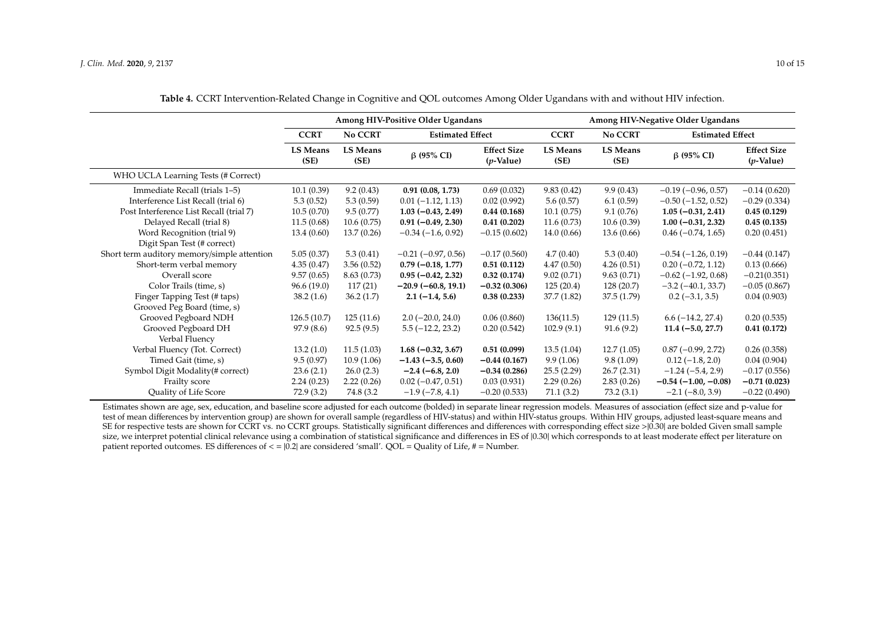**Table 4.** CCRT Intervention-Related Change in Cognitive and QOL outcomes Among Older Ugandans with and without HIV infection.

| | Among HIV-Positive Older Ugandans | | | | Among HIV-Negative Older Ugandans | | | |
|---|---|---|---|---|---|---|---|---|
| | **CCRT** | **No CCRT** | **Estimated Effect** | | **CCRT** | **No CCRT** | **Estimated Effect** | |
| | **LS Means (SE)** | **LS Means (SE)** | **β (95% CI)** | **Effect Size (*p*-Value)** | **LS Means (SE)** | **LS Means (SE)** | **β (95% CI)** | **Effect Size (*p*-Value)** |
| WHO UCLA Learning Tests (# Correct) | | | | | | | | |
| Immediate Recall (trials 1–5) | 10.1 (0.39) | 9.2 (0.43) | **0.91 (0.08, 1.73)** | 0.69 (0.032) | 9.83 (0.42) | 9.9 (0.43) | −0.19 (−0.96, 0.57) | −0.14 (0.620) |
| Interference List Recall (trial 6) | 5.3 (0.52) | 5.3 (0.59) | 0.01 (−1.12, 1.13) | 0.02 (0.992) | 5.6 (0.57) | 6.1 (0.59) | −0.50 (−1.52, 0.52) | −0.29 (0.334) |
| Post Interference List Recall (trial 7) | 10.5 (0.70) | 9.5 (0.77) | **1.03 (−0.43, 2.49)** | **0.44 (0.168)** | 10.1 (0.75) | 9.1 (0.76) | **1.05 (−0.31, 2.41)** | **0.45 (0.129)** |
| Delayed Recall (trial 8) | 11.5 (0.68) | 10.6 (0.75) | **0.91 (−0.49, 2.30)** | **0.41 (0.202)** | 11.6 (0.73) | 10.6 (0.39) | **1.00 (−0.31, 2.32)** | **0.45 (0.135)** |
| Word Recognition (trial 9) | 13.4 (0.60) | 13.7 (0.26) | −0.34 (−1.6, 0.92) | −0.15 (0.602) | 14.0 (0.66) | 13.6 (0.66) | 0.46 (−0.74, 1.65) | 0.20 (0.451) |
| Digit Span Test (# correct) | | | | | | | | |
| Short term auditory memory/simple attention | 5.05 (0.37) | 5.3 (0.41) | −0.21 (−0.97, 0.56) | −0.17 (0.560) | 4.7 (0.40) | 5.3 (0.40) | −0.54 (−1.26, 0.19) | −0.44 (0.147) |
| Short-term verbal memory | 4.35 (0.47) | 3.56 (0.52) | **0.79 (−0.18, 1.77)** | **0.51 (0.112)** | 4.47 (0.50) | 4.26 (0.51) | 0.20 (−0.72, 1.12) | 0.13 (0.666) |
| Overall score | 9.57 (0.65) | 8.63 (0.73) | **0.95 (−0.42, 2.32)** | **0.32 (0.174)** | 9.02 (0.71) | 9.63 (0.71) | −0.62 (−1.92, 0.68) | −0.21(0.351) |
| Color Trails (time, s) | 96.6 (19.0) | 117 (21) | **−20.9 (−60.8, 19.1)** | **−0.32 (0.306)** | 125 (20.4) | 128 (20.7) | −3.2 (−40.1, 33.7) | −0.05 (0.867) |
| Finger Tapping Test (# taps) | 38.2 (1.6) | 36.2 (1.7) | **2.1 (−1.4, 5.6)** | **0.38 (0.233)** | 37.7 (1.82) | 37.5 (1.79) | 0.2 (−3.1, 3.5) | 0.04 (0.903) |
| Grooved Peg Board (time, s) | | | | | | | | |
| Grooved Pegboard NDH | 126.5 (10.7) | 125 (11.6) | 2.0 (−20.0, 24.0) | 0.06 (0.860) | 136(11.5) | 129 (11.5) | 6.6 (−14.2, 27.4) | 0.20 (0.535) |
| Grooved Pegboard DH | 97.9 (8.6) | 92.5 (9.5) | 5.5 (−12.2, 23.2) | 0.20 (0.542) | 102.9 (9.1) | 91.6 (9.2) | **11.4 (−5.0, 27.7)** | **0.41 (0.172)** |
| Verbal Fluency | | | | | | | | |
| Verbal Fluency (Tot. Correct) | 13.2 (1.0) | 11.5 (1.03) | **1.68 (−0.32, 3.67)** | **0.51 (0.099)** | 13.5 (1.04) | 12.7 (1.05) | 0.87 (−0.99, 2.72) | 0.26 (0.358) |
| Timed Gait (time, s) | 9.5 (0.97) | 10.9 (1.06) | **−1.43 (−3.5, 0.60)** | **−0.44 (0.167)** | 9.9 (1.06) | 9.8 (1.09) | 0.12 (−1.8, 2.0) | 0.04 (0.904) |
| Symbol Digit Modality(# correct) | 23.6 (2.1) | 26.0 (2.3) | **−2.4 (−6.8, 2.0)** | **−0.34 (0.286)** | 25.5 (2.29) | 26.7 (2.31) | −1.24 (−5.4, 2.9) | −0.17 (0.556) |
| Frailty score | 2.24 (0.23) | 2.22 (0.26) | 0.02 (−0.47, 0.51) | 0.03 (0.931) | 2.29 (0.26) | 2.83 (0.26) | **−0.54 (−1.00, −0.08)** | **−0.71 (0.023)** |
| Quality of Life Score | 72.9 (3.2) | 74.8 (3.2 | −1.9 (−7.8, 4.1) | −0.20 (0.533) | 71.1 (3.2) | 73.2 (3.1) | −2.1 (−8.0, 3.9) | −0.22 (0.490) |

Estimates shown are age, sex, education, and baseline score adjusted for each outcome (bolded) in separate linear regression models. Measures of association (effect size and p-value for test of mean differences by intervention group) are shown for overall sample (regardless of HIV-status) and within HIV-status groups. Within HIV groups, adjusted least-square means and SE for respective tests are shown for CCRT vs. no CCRT groups. Statistically significant differences and differences with corresponding effect size >|0.30| are bolded Given small sample size, we interpret potential clinical relevance using a combination of statistical significance and differences in ES of |0.30| which corresponds to at least moderate effect per literature on patient reported outcomes. ES differences of < = |0.2| are considered 'small'. QOL = Quality of Life, # = Number.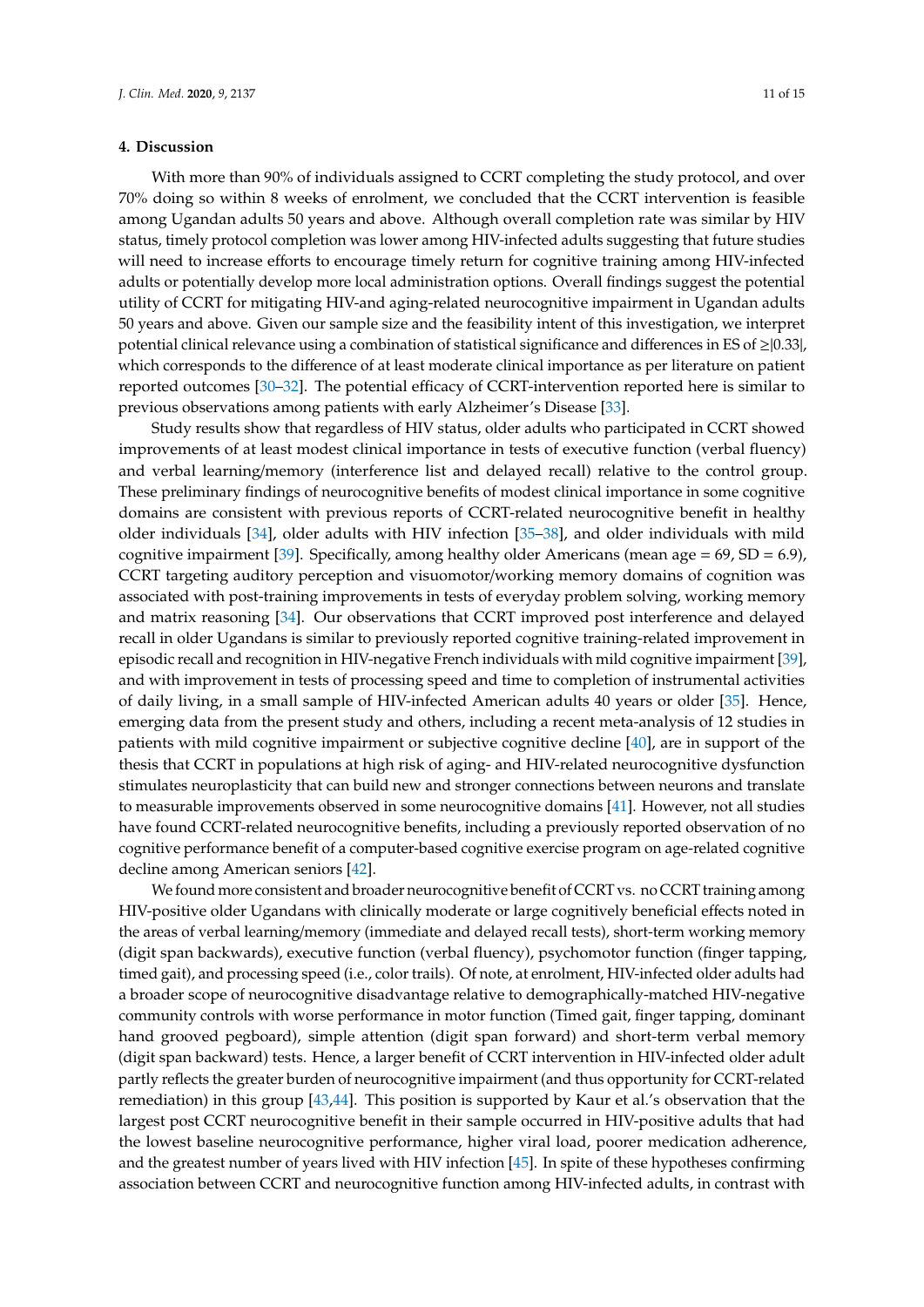## 4. Discussion

With more than 90% of individuals assigned to CCRT completing the study protocol, and over 70% doing so within 8 weeks of enrolment, we concluded that the CCRT intervention is feasible among Ugandan adults 50 years and above. Although overall completion rate was similar by HIV status, timely protocol completion was lower among HIV-infected adults suggesting that future studies will need to increase efforts to encourage timely return for cognitive training among HIV-infected adults or potentially develop more local administration options. Overall findings suggest the potential utility of CCRT for mitigating HIV-and aging-related neurocognitive impairment in Ugandan adults 50 years and above. Given our sample size and the feasibility intent of this investigation, we interpret potential clinical relevance using a combination of statistical significance and differences in ES of $\geq|0.33|$, which corresponds to the difference of at least moderate clinical importance as per literature on patient reported outcomes [30–32]. The potential efficacy of CCRT-intervention reported here is similar to previous observations among patients with early Alzheimer's Disease [33].

Study results show that regardless of HIV status, older adults who participated in CCRT showed improvements of at least modest clinical importance in tests of executive function (verbal fluency) and verbal learning/memory (interference list and delayed recall) relative to the control group. These preliminary findings of neurocognitive benefits of modest clinical importance in some cognitive domains are consistent with previous reports of CCRT-related neurocognitive benefit in healthy older individuals [34], older adults with HIV infection [35–38], and older individuals with mild cognitive impairment [39]. Specifically, among healthy older Americans (mean age = 69, SD = 6.9), CCRT targeting auditory perception and visuomotor/working memory domains of cognition was associated with post-training improvements in tests of everyday problem solving, working memory and matrix reasoning [34]. Our observations that CCRT improved post interference and delayed recall in older Ugandans is similar to previously reported cognitive training-related improvement in episodic recall and recognition in HIV-negative French individuals with mild cognitive impairment [39], and with improvement in tests of processing speed and time to completion of instrumental activities of daily living, in a small sample of HIV-infected American adults 40 years or older [35]. Hence, emerging data from the present study and others, including a recent meta-analysis of 12 studies in patients with mild cognitive impairment or subjective cognitive decline [40], are in support of the thesis that CCRT in populations at high risk of aging- and HIV-related neurocognitive dysfunction stimulates neuroplasticity that can build new and stronger connections between neurons and translate to measurable improvements observed in some neurocognitive domains [41]. However, not all studies have found CCRT-related neurocognitive benefits, including a previously reported observation of no cognitive performance benefit of a computer-based cognitive exercise program on age-related cognitive decline among American seniors [42].

We found more consistent and broader neurocognitive benefit of CCRT vs. no CCRT training among HIV-positive older Ugandans with clinically moderate or large cognitively beneficial effects noted in the areas of verbal learning/memory (immediate and delayed recall tests), short-term working memory (digit span backwards), executive function (verbal fluency), psychomotor function (finger tapping, timed gait), and processing speed (i.e., color trails). Of note, at enrolment, HIV-infected older adults had a broader scope of neurocognitive disadvantage relative to demographically-matched HIV-negative community controls with worse performance in motor function (Timed gait, finger tapping, dominant hand grooved pegboard), simple attention (digit span forward) and short-term verbal memory (digit span backward) tests. Hence, a larger benefit of CCRT intervention in HIV-infected older adult partly reflects the greater burden of neurocognitive impairment (and thus opportunity for CCRT-related remediation) in this group [43,44]. This position is supported by Kaur et al.'s observation that the largest post CCRT neurocognitive benefit in their sample occurred in HIV-positive adults that had the lowest baseline neurocognitive performance, higher viral load, poorer medication adherence, and the greatest number of years lived with HIV infection [45]. In spite of these hypotheses confirming association between CCRT and neurocognitive function among HIV-infected adults, in contrast with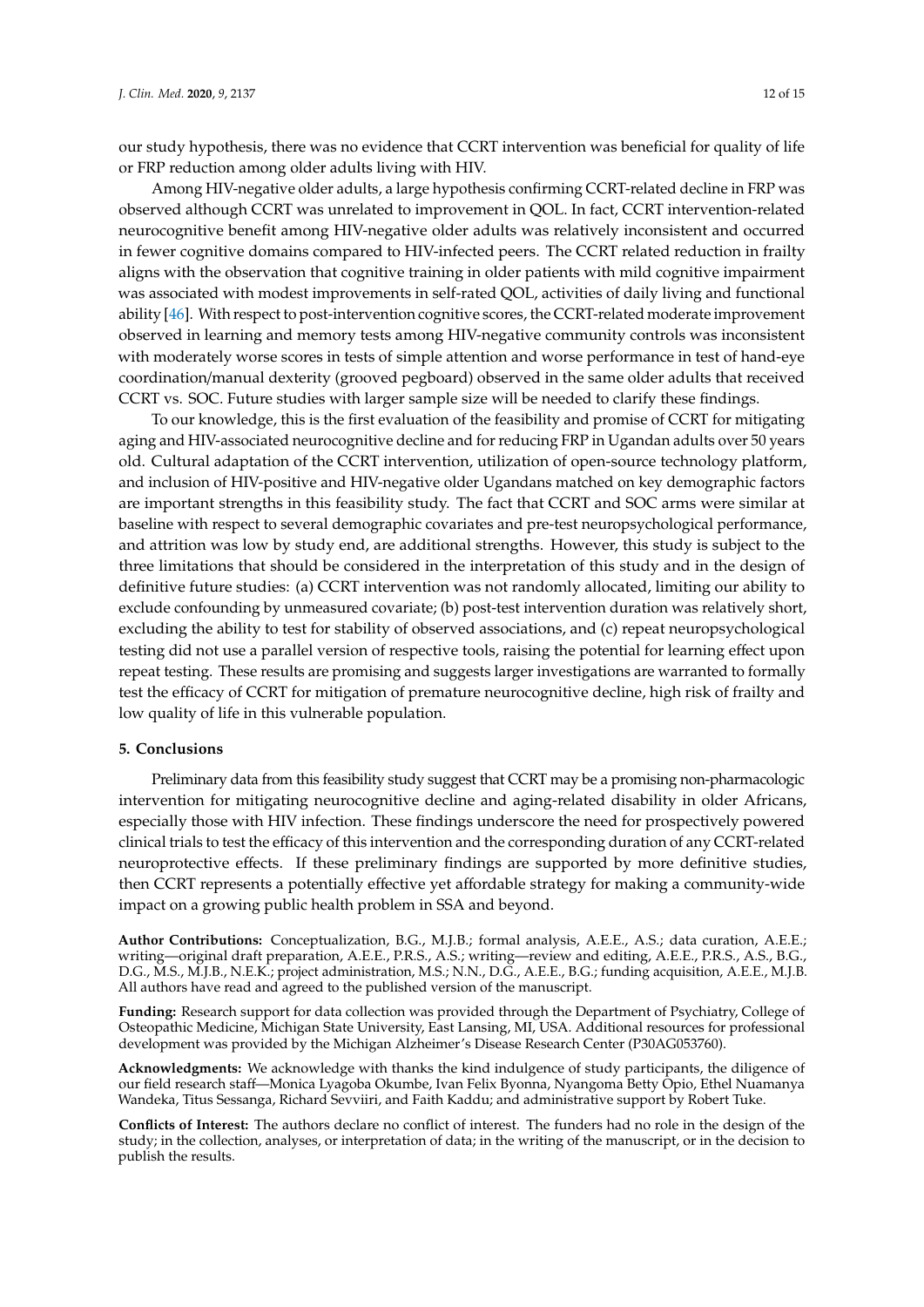our study hypothesis, there was no evidence that CCRT intervention was beneficial for quality of life or FRP reduction among older adults living with HIV.

Among HIV-negative older adults, a large hypothesis confirming CCRT-related decline in FRP was observed although CCRT was unrelated to improvement in QOL. In fact, CCRT intervention-related neurocognitive benefit among HIV-negative older adults was relatively inconsistent and occurred in fewer cognitive domains compared to HIV-infected peers. The CCRT related reduction in frailty aligns with the observation that cognitive training in older patients with mild cognitive impairment was associated with modest improvements in self-rated QOL, activities of daily living and functional ability [46]. With respect to post-intervention cognitive scores, the CCRT-related moderate improvement observed in learning and memory tests among HIV-negative community controls was inconsistent with moderately worse scores in tests of simple attention and worse performance in test of hand-eye coordination/manual dexterity (grooved pegboard) observed in the same older adults that received CCRT vs. SOC. Future studies with larger sample size will be needed to clarify these findings.

To our knowledge, this is the first evaluation of the feasibility and promise of CCRT for mitigating aging and HIV-associated neurocognitive decline and for reducing FRP in Ugandan adults over 50 years old. Cultural adaptation of the CCRT intervention, utilization of open-source technology platform, and inclusion of HIV-positive and HIV-negative older Ugandans matched on key demographic factors are important strengths in this feasibility study. The fact that CCRT and SOC arms were similar at baseline with respect to several demographic covariates and pre-test neuropsychological performance, and attrition was low by study end, are additional strengths. However, this study is subject to the three limitations that should be considered in the interpretation of this study and in the design of definitive future studies: (a) CCRT intervention was not randomly allocated, limiting our ability to exclude confounding by unmeasured covariate; (b) post-test intervention duration was relatively short, excluding the ability to test for stability of observed associations, and (c) repeat neuropsychological testing did not use a parallel version of respective tools, raising the potential for learning effect upon repeat testing. These results are promising and suggests larger investigations are warranted to formally test the efficacy of CCRT for mitigation of premature neurocognitive decline, high risk of frailty and low quality of life in this vulnerable population.

## 5. Conclusions

Preliminary data from this feasibility study suggest that CCRT may be a promising non-pharmacologic intervention for mitigating neurocognitive decline and aging-related disability in older Africans, especially those with HIV infection. These findings underscore the need for prospectively powered clinical trials to test the efficacy of this intervention and the corresponding duration of any CCRT-related neuroprotective effects. If these preliminary findings are supported by more definitive studies, then CCRT represents a potentially effective yet affordable strategy for making a community-wide impact on a growing public health problem in SSA and beyond.

**Author Contributions:** Conceptualization, B.G., M.J.B.; formal analysis, A.E.E., A.S.; data curation, A.E.E.; writing—original draft preparation, A.E.E., P.R.S., A.S.; writing—review and editing, A.E.E., P.R.S., A.S., B.G., D.G., M.S., M.J.B., N.E.K.; project administration, M.S.; N.N., D.G., A.E.E., B.G.; funding acquisition, A.E.E., M.J.B. All authors have read and agreed to the published version of the manuscript.

**Funding:** Research support for data collection was provided through the Department of Psychiatry, College of Osteopathic Medicine, Michigan State University, East Lansing, MI, USA. Additional resources for professional development was provided by the Michigan Alzheimer's Disease Research Center (P30AG053760).

**Acknowledgments:** We acknowledge with thanks the kind indulgence of study participants, the diligence of our field research staff—Monica Lyagoba Okumbe, Ivan Felix Byonna, Nyangoma Betty Opio, Ethel Nuamanya Wandeka, Titus Sessanga, Richard Sevviiri, and Faith Kaddu; and administrative support by Robert Tuke.

**Conflicts of Interest:** The authors declare no conflict of interest. The funders had no role in the design of the study; in the collection, analyses, or interpretation of data; in the writing of the manuscript, or in the decision to publish the results.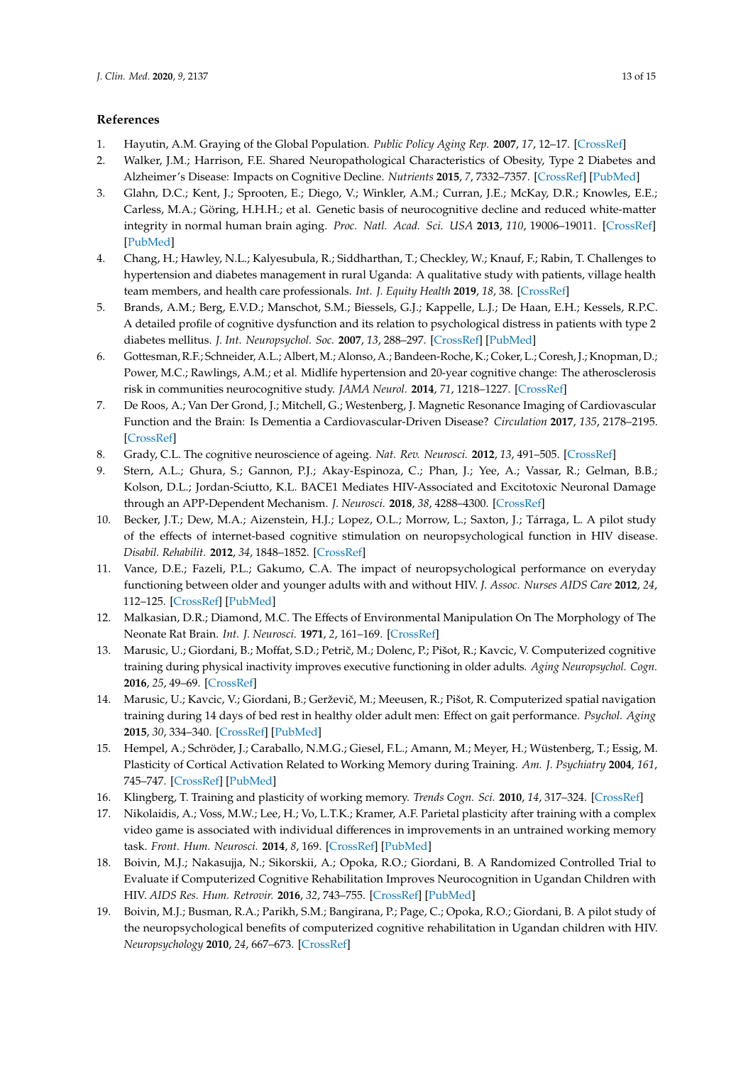## References

1. Hayutin, A.M. Graying of the Global Population. *Public Policy Aging Rep.* **2007**, *17*, 12–17. [CrossRef]
2. Walker, J.M.; Harrison, F.E. Shared Neuropathological Characteristics of Obesity, Type 2 Diabetes and Alzheimer's Disease: Impacts on Cognitive Decline. *Nutrients* **2015**, *7*, 7332–7357. [CrossRef] [PubMed]
3. Glahn, D.C.; Kent, J.; Sprooten, E.; Diego, V.; Winkler, A.M.; Curran, J.E.; McKay, D.R.; Knowles, E.E.; Carless, M.A.; Göring, H.H.H.; et al. Genetic basis of neurocognitive decline and reduced white-matter integrity in normal human brain aging. *Proc. Natl. Acad. Sci. USA* **2013**, *110*, 19006–19011. [CrossRef] [PubMed]
4. Chang, H.; Hawley, N.L.; Kalyesubula, R.; Siddharthan, T.; Checkley, W.; Knauf, F.; Rabin, T. Challenges to hypertension and diabetes management in rural Uganda: A qualitative study with patients, village health team members, and health care professionals. *Int. J. Equity Health* **2019**, *18*, 38. [CrossRef]
5. Brands, A.M.; Berg, E.V.D.; Manschot, S.M.; Biessels, G.J.; Kappelle, L.J.; De Haan, E.H.; Kessels, R.P.C. A detailed profile of cognitive dysfunction and its relation to psychological distress in patients with type 2 diabetes mellitus. *J. Int. Neuropsychol. Soc.* **2007**, *13*, 288–297. [CrossRef] [PubMed]
6. Gottesman, R.F.; Schneider, A.L.; Albert, M.; Alonso, A.; Bandeen-Roche, K.; Coker, L.; Coresh, J.; Knopman, D.; Power, M.C.; Rawlings, A.M.; et al. Midlife hypertension and 20-year cognitive change: The atherosclerosis risk in communities neurocognitive study. *JAMA Neurol.* **2014**, *71*, 1218–1227. [CrossRef]
7. De Roos, A.; Van Der Grond, J.; Mitchell, G.; Westenberg, J. Magnetic Resonance Imaging of Cardiovascular Function and the Brain: Is Dementia a Cardiovascular-Driven Disease? *Circulation* **2017**, *135*, 2178–2195. [CrossRef]
8. Grady, C.L. The cognitive neuroscience of ageing. *Nat. Rev. Neurosci.* **2012**, *13*, 491–505. [CrossRef]
9. Stern, A.L.; Ghura, S.; Gannon, P.J.; Akay-Espinoza, C.; Phan, J.; Yee, A.; Vassar, R.; Gelman, B.B.; Kolson, D.L.; Jordan-Sciutto, K.L. BACE1 Mediates HIV-Associated and Excitotoxic Neuronal Damage through an APP-Dependent Mechanism. *J. Neurosci.* **2018**, *38*, 4288–4300. [CrossRef]
10. Becker, J.T.; Dew, M.A.; Aizenstein, H.J.; Lopez, O.L.; Morrow, L.; Saxton, J.; Tárraga, L. A pilot study of the effects of internet-based cognitive stimulation on neuropsychological function in HIV disease. *Disabil. Rehabilit.* **2012**, *34*, 1848–1852. [CrossRef]
11. Vance, D.E.; Fazeli, P.L.; Gakumo, C.A. The impact of neuropsychological performance on everyday functioning between older and younger adults with and without HIV. *J. Assoc. Nurses AIDS Care* **2012**, *24*, 112–125. [CrossRef] [PubMed]
12. Malkasian, D.R.; Diamond, M.C. The Effects of Environmental Manipulation On The Morphology of The Neonate Rat Brain. *Int. J. Neurosci.* **1971**, *2*, 161–169. [CrossRef]
13. Marusic, U.; Giordani, B.; Moffat, S.D.; Petrič, M.; Dolenc, P.; Pišot, R.; Kavcic, V. Computerized cognitive training during physical inactivity improves executive functioning in older adults. *Aging Neuropsychol. Cogn.* **2016**, *25*, 49–69. [CrossRef]
14. Marusic, U.; Kavcic, V.; Giordani, B.; Gerževič, M.; Meeusen, R.; Pišot, R. Computerized spatial navigation training during 14 days of bed rest in healthy older adult men: Effect on gait performance. *Psychol. Aging* **2015**, *30*, 334–340. [CrossRef] [PubMed]
15. Hempel, A.; Schröder, J.; Caraballo, N.M.G.; Giesel, F.L.; Amann, M.; Meyer, H.; Wüstenberg, T.; Essig, M. Plasticity of Cortical Activation Related to Working Memory during Training. *Am. J. Psychiatry* **2004**, *161*, 745–747. [CrossRef] [PubMed]
16. Klingberg, T. Training and plasticity of working memory. *Trends Cogn. Sci.* **2010**, *14*, 317–324. [CrossRef]
17. Nikolaidis, A.; Voss, M.W.; Lee, H.; Vo, L.T.K.; Kramer, A.F. Parietal plasticity after training with a complex video game is associated with individual differences in improvements in an untrained working memory task. *Front. Hum. Neurosci.* **2014**, *8*, 169. [CrossRef] [PubMed]
18. Boivin, M.J.; Nakasujja, N.; Sikorskii, A.; Opoka, R.O.; Giordani, B. A Randomized Controlled Trial to Evaluate if Computerized Cognitive Rehabilitation Improves Neurocognition in Ugandan Children with HIV. *AIDS Res. Hum. Retrovir.* **2016**, *32*, 743–755. [CrossRef] [PubMed]
19. Boivin, M.J.; Busman, R.A.; Parikh, S.M.; Bangirana, P.; Page, C.; Opoka, R.O.; Giordani, B. A pilot study of the neuropsychological benefits of computerized cognitive rehabilitation in Ugandan children with HIV. *Neuropsychology* **2010**, *24*, 667–673. [CrossRef]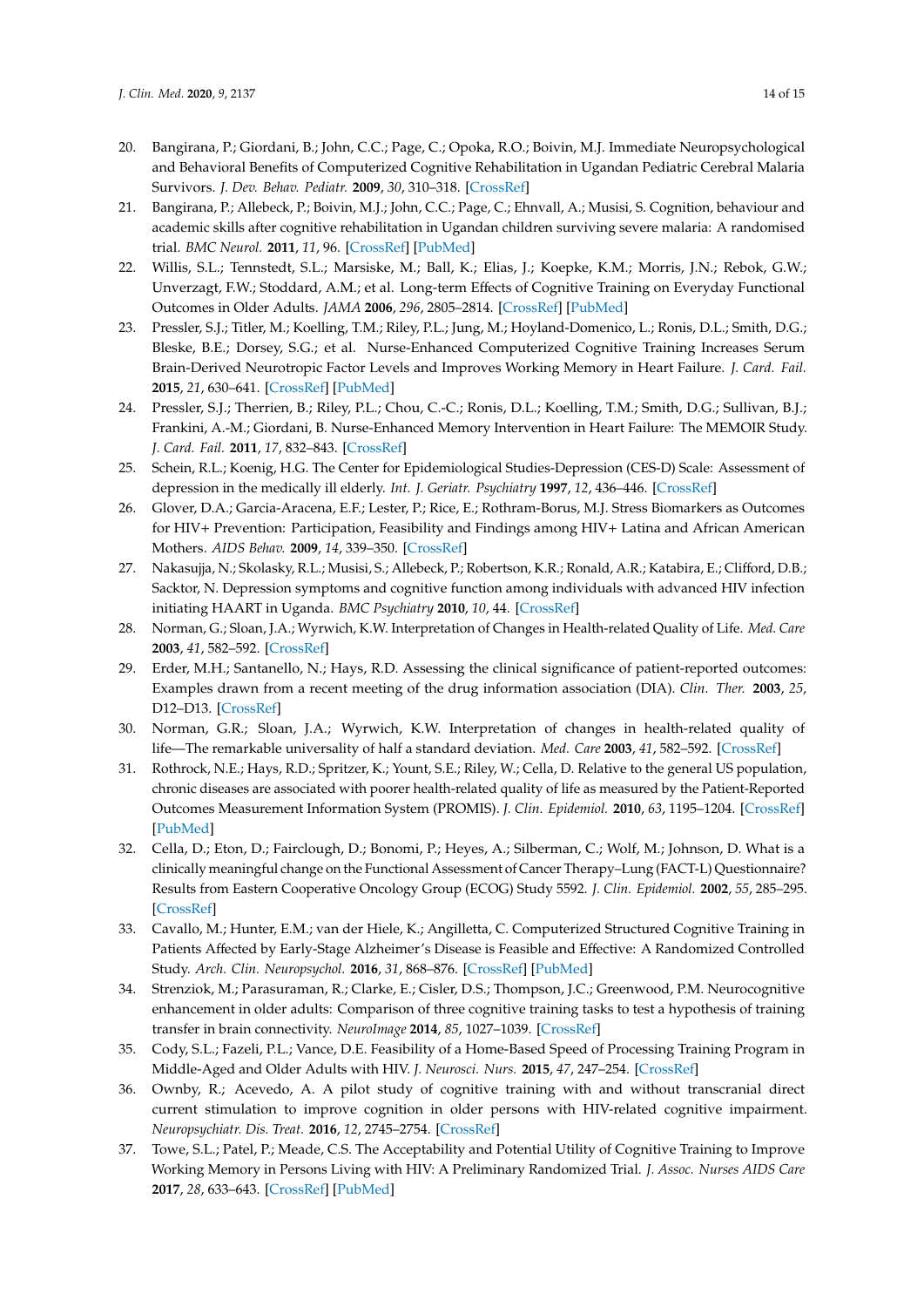20. Bangirana, P.; Giordani, B.; John, C.C.; Page, C.; Opoka, R.O.; Boivin, M.J. Immediate Neuropsychological and Behavioral Benefits of Computerized Cognitive Rehabilitation in Ugandan Pediatric Cerebral Malaria Survivors. *J. Dev. Behav. Pediatr.* **2009**, *30*, 310–318. [CrossRef]
21. Bangirana, P.; Allebeck, P.; Boivin, M.J.; John, C.C.; Page, C.; Ehnvall, A.; Musisi, S. Cognition, behaviour and academic skills after cognitive rehabilitation in Ugandan children surviving severe malaria: A randomised trial. *BMC Neurol.* **2011**, *11*, 96. [CrossRef] [PubMed]
22. Willis, S.L.; Tennstedt, S.L.; Marsiske, M.; Ball, K.; Elias, J.; Koepke, K.M.; Morris, J.N.; Rebok, G.W.; Unverzagt, F.W.; Stoddard, A.M.; et al. Long-term Effects of Cognitive Training on Everyday Functional Outcomes in Older Adults. *JAMA* **2006**, *296*, 2805–2814. [CrossRef] [PubMed]
23. Pressler, S.J.; Titler, M.; Koelling, T.M.; Riley, P.L.; Jung, M.; Hoyland-Domenico, L.; Ronis, D.L.; Smith, D.G.; Bleske, B.E.; Dorsey, S.G.; et al. Nurse-Enhanced Computerized Cognitive Training Increases Serum Brain-Derived Neurotropic Factor Levels and Improves Working Memory in Heart Failure. *J. Card. Fail.* **2015**, *21*, 630–641. [CrossRef] [PubMed]
24. Pressler, S.J.; Therrien, B.; Riley, P.L.; Chou, C.-C.; Ronis, D.L.; Koelling, T.M.; Smith, D.G.; Sullivan, B.J.; Frankini, A.-M.; Giordani, B. Nurse-Enhanced Memory Intervention in Heart Failure: The MEMOIR Study. *J. Card. Fail.* **2011**, *17*, 832–843. [CrossRef]
25. Schein, R.L.; Koenig, H.G. The Center for Epidemiological Studies-Depression (CES-D) Scale: Assessment of depression in the medically ill elderly. *Int. J. Geriatr. Psychiatry* **1997**, *12*, 436–446. [CrossRef]
26. Glover, D.A.; Garcia-Aracena, E.F.; Lester, P.; Rice, E.; Rothram-Borus, M.J. Stress Biomarkers as Outcomes for HIV+ Prevention: Participation, Feasibility and Findings among HIV+ Latina and African American Mothers. *AIDS Behav.* **2009**, *14*, 339–350. [CrossRef]
27. Nakasujja, N.; Skolasky, R.L.; Musisi, S.; Allebeck, P.; Robertson, K.R.; Ronald, A.R.; Katabira, E.; Clifford, D.B.; Sacktor, N. Depression symptoms and cognitive function among individuals with advanced HIV infection initiating HAART in Uganda. *BMC Psychiatry* **2010**, *10*, 44. [CrossRef]
28. Norman, G.; Sloan, J.A.; Wyrwich, K.W. Interpretation of Changes in Health-related Quality of Life. *Med. Care* **2003**, *41*, 582–592. [CrossRef]
29. Erder, M.H.; Santanello, N.; Hays, R.D. Assessing the clinical significance of patient-reported outcomes: Examples drawn from a recent meeting of the drug information association (DIA). *Clin. Ther.* **2003**, *25*, D12–D13. [CrossRef]
30. Norman, G.R.; Sloan, J.A.; Wyrwich, K.W. Interpretation of changes in health-related quality of life—The remarkable universality of half a standard deviation. *Med. Care* **2003**, *41*, 582–592. [CrossRef]
31. Rothrock, N.E.; Hays, R.D.; Spritzer, K.; Yount, S.E.; Riley, W.; Cella, D. Relative to the general US population, chronic diseases are associated with poorer health-related quality of life as measured by the Patient-Reported Outcomes Measurement Information System (PROMIS). *J. Clin. Epidemiol.* **2010**, *63*, 1195–1204. [CrossRef] [PubMed]
32. Cella, D.; Eton, D.; Fairclough, D.; Bonomi, P.; Heyes, A.; Silberman, C.; Wolf, M.; Johnson, D. What is a clinically meaningful change on the Functional Assessment of Cancer Therapy–Lung (FACT-L) Questionnaire? Results from Eastern Cooperative Oncology Group (ECOG) Study 5592. *J. Clin. Epidemiol.* **2002**, *55*, 285–295. [CrossRef]
33. Cavallo, M.; Hunter, E.M.; van der Hiele, K.; Angilletta, C. Computerized Structured Cognitive Training in Patients Affected by Early-Stage Alzheimer's Disease is Feasible and Effective: A Randomized Controlled Study. *Arch. Clin. Neuropsychol.* **2016**, *31*, 868–876. [CrossRef] [PubMed]
34. Strenziok, M.; Parasuraman, R.; Clarke, E.; Cisler, D.S.; Thompson, J.C.; Greenwood, P.M. Neurocognitive enhancement in older adults: Comparison of three cognitive training tasks to test a hypothesis of training transfer in brain connectivity. *NeuroImage* **2014**, *85*, 1027–1039. [CrossRef]
35. Cody, S.L.; Fazeli, P.L.; Vance, D.E. Feasibility of a Home-Based Speed of Processing Training Program in Middle-Aged and Older Adults with HIV. *J. Neurosci. Nurs.* **2015**, *47*, 247–254. [CrossRef]
36. Ownby, R.; Acevedo, A. A pilot study of cognitive training with and without transcranial direct current stimulation to improve cognition in older persons with HIV-related cognitive impairment. *Neuropsychiatr. Dis. Treat.* **2016**, *12*, 2745–2754. [CrossRef]
37. Towe, S.L.; Patel, P.; Meade, C.S. The Acceptability and Potential Utility of Cognitive Training to Improve Working Memory in Persons Living with HIV: A Preliminary Randomized Trial. *J. Assoc. Nurses AIDS Care* **2017**, *28*, 633–643. [CrossRef] [PubMed]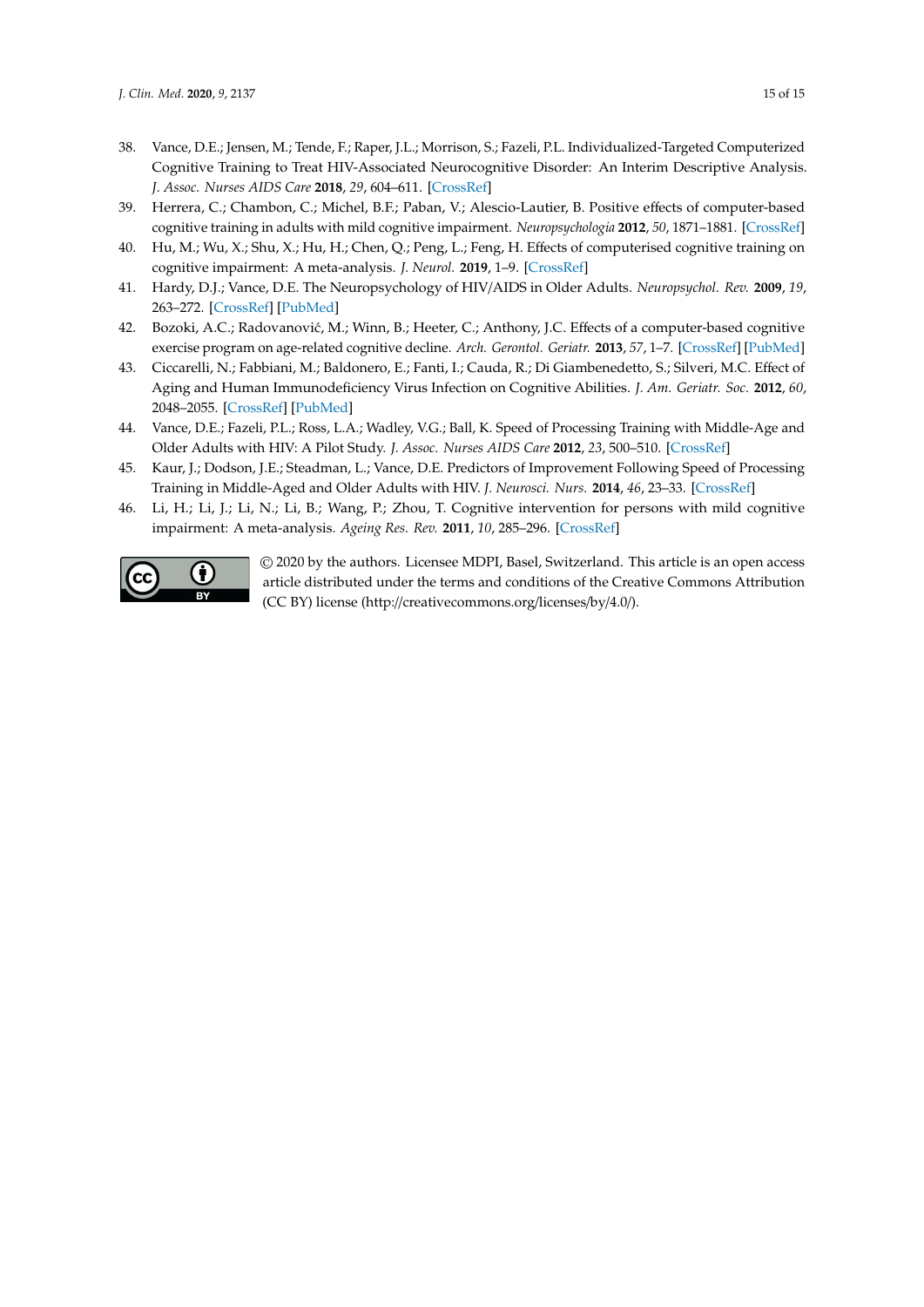38. Vance, D.E.; Jensen, M.; Tende, F.; Raper, J.L.; Morrison, S.; Fazeli, P.L. Individualized-Targeted Computerized Cognitive Training to Treat HIV-Associated Neurocognitive Disorder: An Interim Descriptive Analysis. *J. Assoc. Nurses AIDS Care* **2018**, *29*, 604–611. [CrossRef]
39. Herrera, C.; Chambon, C.; Michel, B.F.; Paban, V.; Alescio-Lautier, B. Positive effects of computer-based cognitive training in adults with mild cognitive impairment. *Neuropsychologia* **2012**, *50*, 1871–1881. [CrossRef]
40. Hu, M.; Wu, X.; Shu, X.; Hu, H.; Chen, Q.; Peng, L.; Feng, H. Effects of computerised cognitive training on cognitive impairment: A meta-analysis. *J. Neurol.* **2019**, 1–9. [CrossRef]
41. Hardy, D.J.; Vance, D.E. The Neuropsychology of HIV/AIDS in Older Adults. *Neuropsychol. Rev.* **2009**, *19*, 263–272. [CrossRef] [PubMed]
42. Bozoki, A.C.; Radovanović, M.; Winn, B.; Heeter, C.; Anthony, J.C. Effects of a computer-based cognitive exercise program on age-related cognitive decline. *Arch. Gerontol. Geriatr.* **2013**, *57*, 1–7. [CrossRef] [PubMed]
43. Ciccarelli, N.; Fabbiani, M.; Baldonero, E.; Fanti, I.; Cauda, R.; Di Giambenedetto, S.; Silveri, M.C. Effect of Aging and Human Immunodeficiency Virus Infection on Cognitive Abilities. *J. Am. Geriatr. Soc.* **2012**, *60*, 2048–2055. [CrossRef] [PubMed]
44. Vance, D.E.; Fazeli, P.L.; Ross, L.A.; Wadley, V.G.; Ball, K. Speed of Processing Training with Middle-Age and Older Adults with HIV: A Pilot Study. *J. Assoc. Nurses AIDS Care* **2012**, *23*, 500–510. [CrossRef]
45. Kaur, J.; Dodson, J.E.; Steadman, L.; Vance, D.E. Predictors of Improvement Following Speed of Processing Training in Middle-Aged and Older Adults with HIV. *J. Neurosci. Nurs.* **2014**, *46*, 23–33. [CrossRef]
46. Li, H.; Li, J.; Li, N.; Li, B.; Wang, P.; Zhou, T. Cognitive intervention for persons with mild cognitive impairment: A meta-analysis. *Ageing Res. Rev.* **2011**, *10*, 285–296. [CrossRef]

© 2020 by the authors. Licensee MDPI, Basel, Switzerland. This article is an open access article distributed under the terms and conditions of the Creative Commons Attribution (CC BY) license (http://creativecommons.org/licenses/by/4.0/).